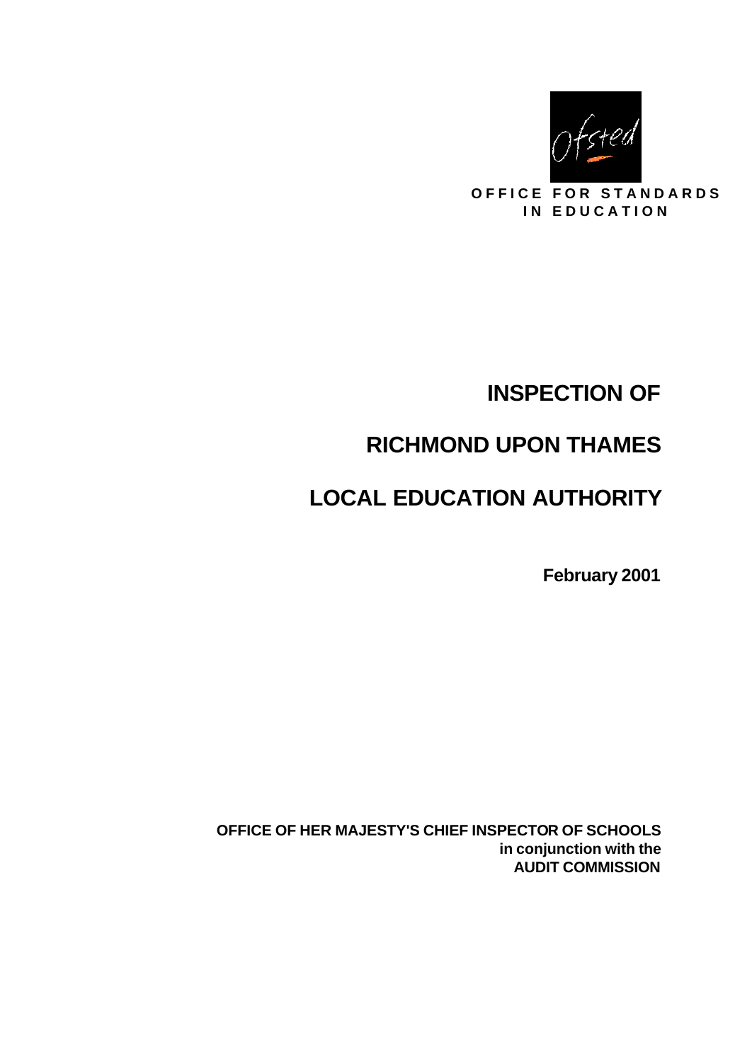OFFICE FOR STANDARDS IN EDUCATION

# INSPECTION OF

# RICHMOND UPON THAMES

# LOCAL EDUCATION AUTHORITY

**February 2001**

**OFFICE OF HER MAJESTY'S CHIEF INSPECTOR OF SCHOOLS**
**in conjunction with the**
**AUDIT COMMISSION**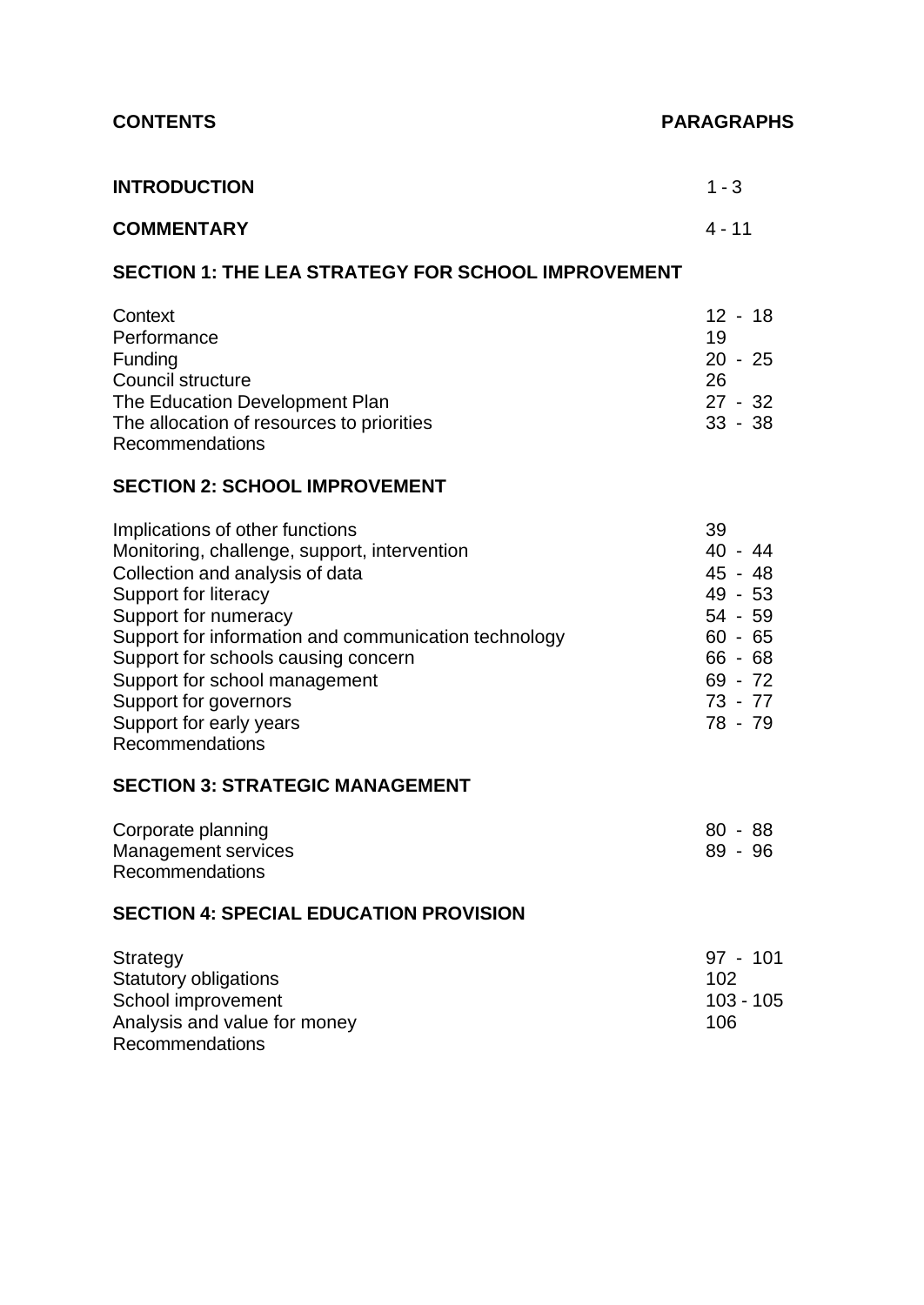| **CONTENTS** | **PARAGRAPHS** |
|---|---|
| **INTRODUCTION** | 1 - 3 |
| **COMMENTARY** | 4 - 11 |
| **SECTION 1: THE LEA STRATEGY FOR SCHOOL IMPROVEMENT** | |
| Context | 12 - 18 |
| Performance | 19 |
| Funding | 20 - 25 |
| Council structure | 26 |
| The Education Development Plan | 27 - 32 |
| The allocation of resources to priorities | 33 - 38 |
| Recommendations | |
| **SECTION 2: SCHOOL IMPROVEMENT** | |
| Implications of other functions | 39 |
| Monitoring, challenge, support, intervention | 40 - 44 |
| Collection and analysis of data | 45 - 48 |
| Support for literacy | 49 - 53 |
| Support for numeracy | 54 - 59 |
| Support for information and communication technology | 60 - 65 |
| Support for schools causing concern | 66 - 68 |
| Support for school management | 69 - 72 |
| Support for governors | 73 - 77 |
| Support for early years | 78 - 79 |
| Recommendations | |
| **SECTION 3: STRATEGIC MANAGEMENT** | |
| Corporate planning | 80 - 88 |
| Management services | 89 - 96 |
| Recommendations | |
| **SECTION 4: SPECIAL EDUCATION PROVISION** | |
| Strategy | 97 - 101 |
| Statutory obligations | 102 |
| School improvement | 103 - 105 |
| Analysis and value for money | 106 |
| Recommendations | |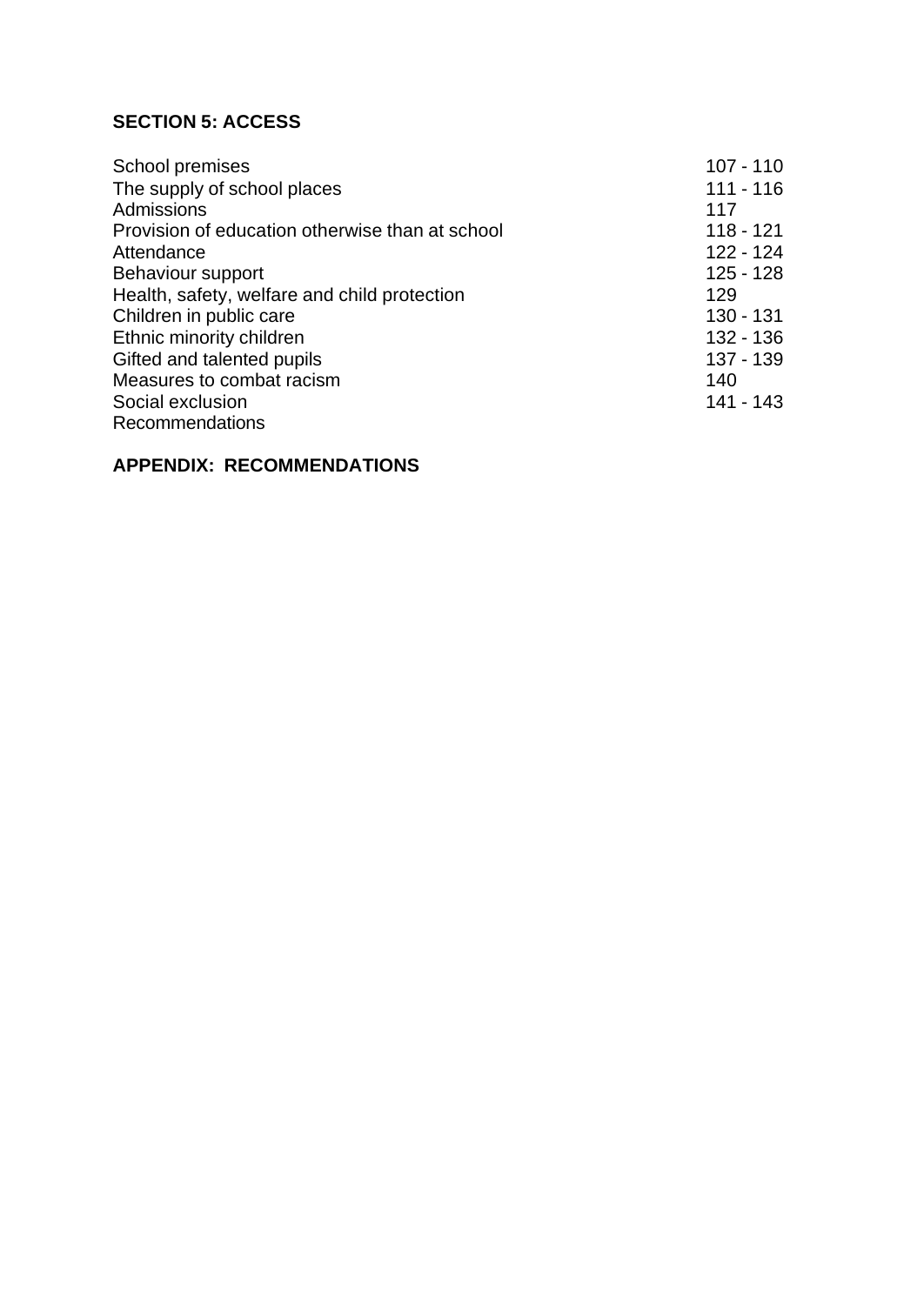**SECTION 5: ACCESS**

| | |
|---|---|
| School premises | 107 - 110 |
| The supply of school places | 111 - 116 |
| Admissions | 117 |
| Provision of education otherwise than at school | 118 - 121 |
| Attendance | 122 - 124 |
| Behaviour support | 125 - 128 |
| Health, safety, welfare and child protection | 129 |
| Children in public care | 130 - 131 |
| Ethnic minority children | 132 - 136 |
| Gifted and talented pupils | 137 - 139 |
| Measures to combat racism | 140 |
| Social exclusion | 141 - 143 |
| Recommendations | |

**APPENDIX: RECOMMENDATIONS**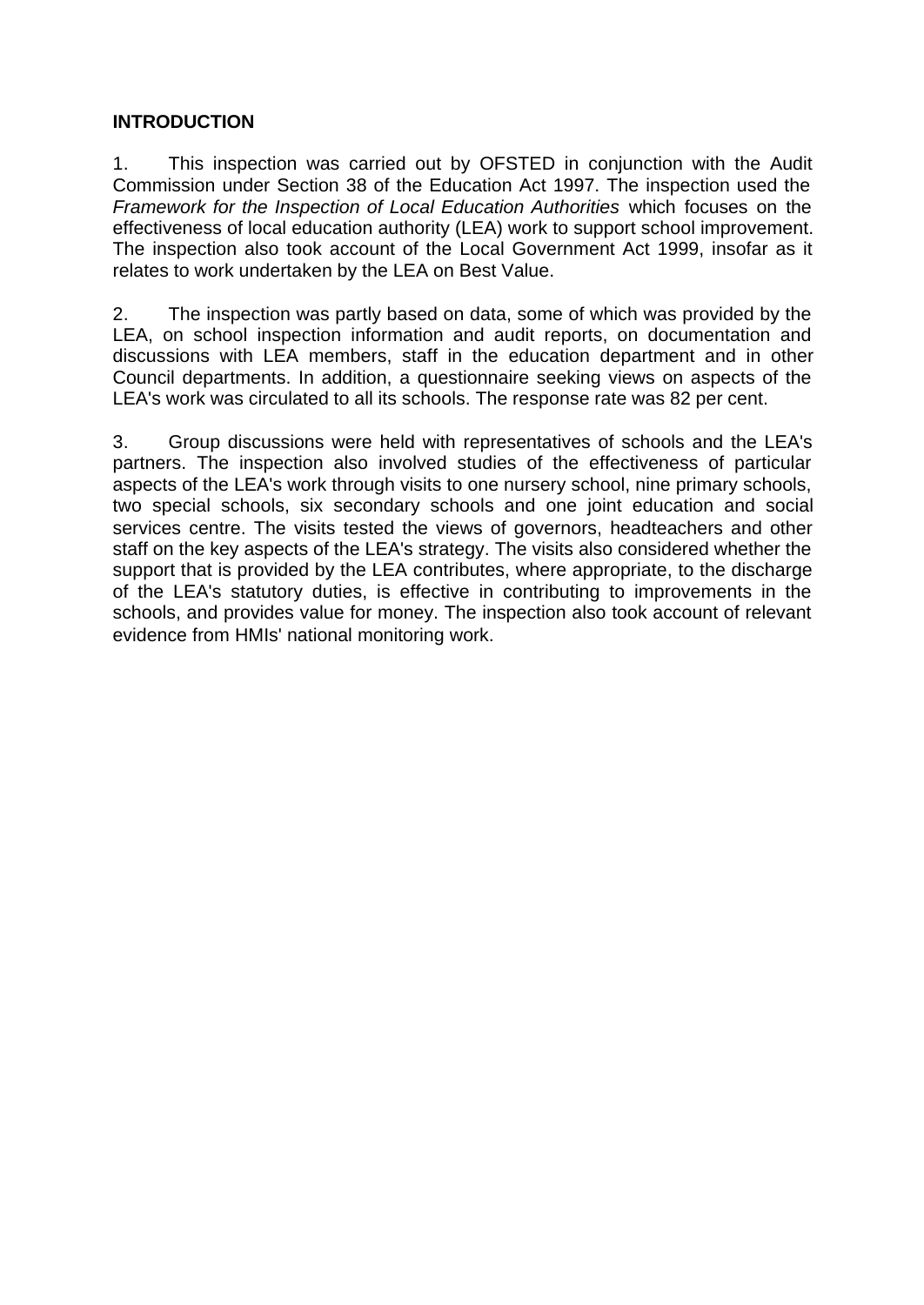## INTRODUCTION

1. This inspection was carried out by OFSTED in conjunction with the Audit Commission under Section 38 of the Education Act 1997. The inspection used the *Framework for the Inspection of Local Education Authorities* which focuses on the effectiveness of local education authority (LEA) work to support school improvement. The inspection also took account of the Local Government Act 1999, insofar as it relates to work undertaken by the LEA on Best Value.

2. The inspection was partly based on data, some of which was provided by the LEA, on school inspection information and audit reports, on documentation and discussions with LEA members, staff in the education department and in other Council departments. In addition, a questionnaire seeking views on aspects of the LEA's work was circulated to all its schools. The response rate was 82 per cent.

3. Group discussions were held with representatives of schools and the LEA's partners. The inspection also involved studies of the effectiveness of particular aspects of the LEA's work through visits to one nursery school, nine primary schools, two special schools, six secondary schools and one joint education and social services centre. The visits tested the views of governors, headteachers and other staff on the key aspects of the LEA's strategy. The visits also considered whether the support that is provided by the LEA contributes, where appropriate, to the discharge of the LEA's statutory duties, is effective in contributing to improvements in the schools, and provides value for money. The inspection also took account of relevant evidence from HMIs' national monitoring work.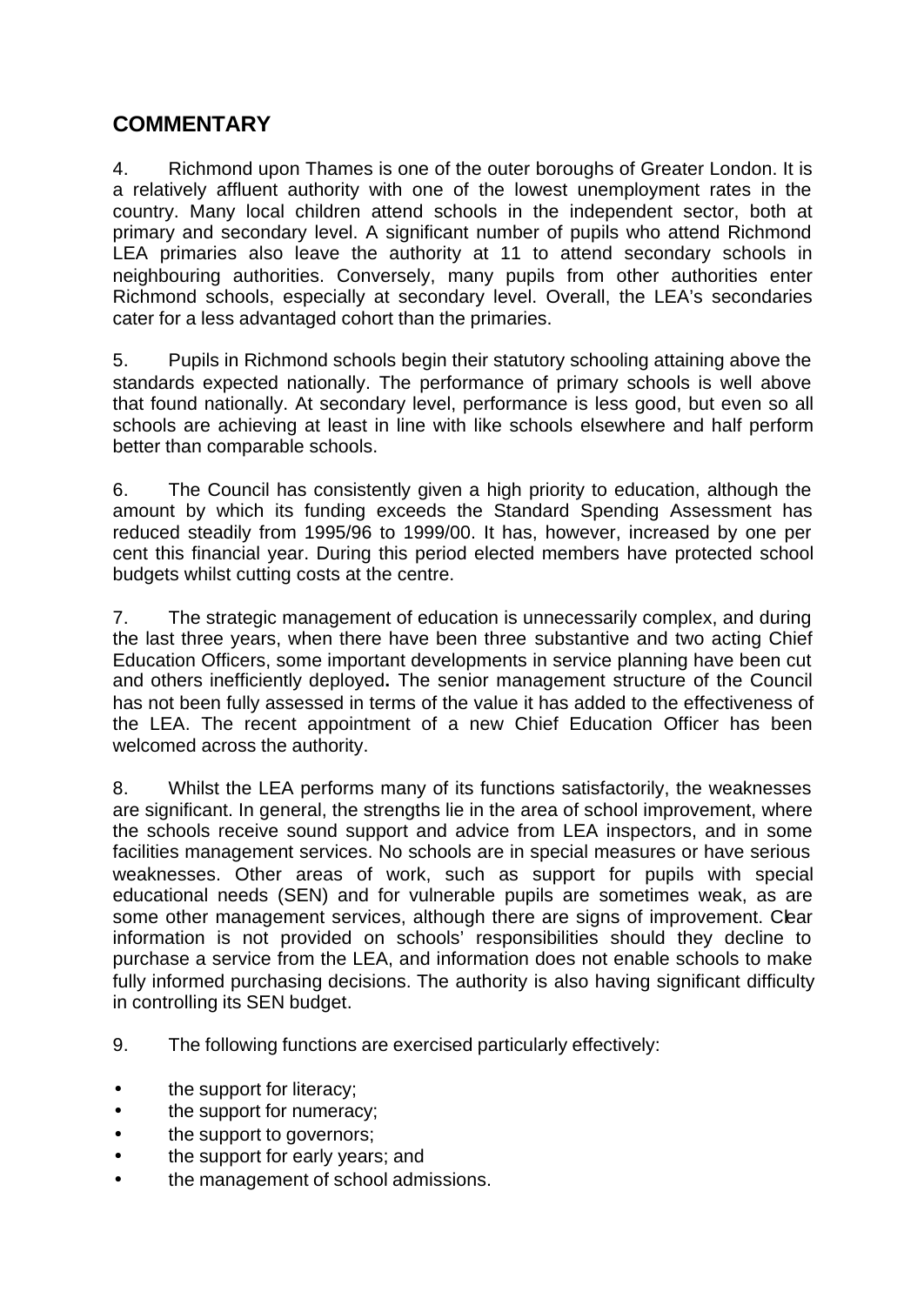## COMMENTARY

4. Richmond upon Thames is one of the outer boroughs of Greater London. It is a relatively affluent authority with one of the lowest unemployment rates in the country. Many local children attend schools in the independent sector, both at primary and secondary level. A significant number of pupils who attend Richmond LEA primaries also leave the authority at 11 to attend secondary schools in neighbouring authorities. Conversely, many pupils from other authorities enter Richmond schools, especially at secondary level. Overall, the LEA's secondaries cater for a less advantaged cohort than the primaries.

5. Pupils in Richmond schools begin their statutory schooling attaining above the standards expected nationally. The performance of primary schools is well above that found nationally. At secondary level, performance is less good, but even so all schools are achieving at least in line with like schools elsewhere and half perform better than comparable schools.

6. The Council has consistently given a high priority to education, although the amount by which its funding exceeds the Standard Spending Assessment has reduced steadily from 1995/96 to 1999/00. It has, however, increased by one per cent this financial year. During this period elected members have protected school budgets whilst cutting costs at the centre.

7. The strategic management of education is unnecessarily complex, and during the last three years, when there have been three substantive and two acting Chief Education Officers, some important developments in service planning have been cut and others inefficiently deployed**.** The senior management structure of the Council has not been fully assessed in terms of the value it has added to the effectiveness of the LEA. The recent appointment of a new Chief Education Officer has been welcomed across the authority.

8. Whilst the LEA performs many of its functions satisfactorily, the weaknesses are significant. In general, the strengths lie in the area of school improvement, where the schools receive sound support and advice from LEA inspectors, and in some facilities management services. No schools are in special measures or have serious weaknesses. Other areas of work, such as support for pupils with special educational needs (SEN) and for vulnerable pupils are sometimes weak, as are some other management services, although there are signs of improvement. Clear information is not provided on schools' responsibilities should they decline to purchase a service from the LEA, and information does not enable schools to make fully informed purchasing decisions. The authority is also having significant difficulty in controlling its SEN budget.

9. The following functions are exercised particularly effectively:

- the support for literacy;
- the support for numeracy;
- the support to governors;
- the support for early years; and
- the management of school admissions.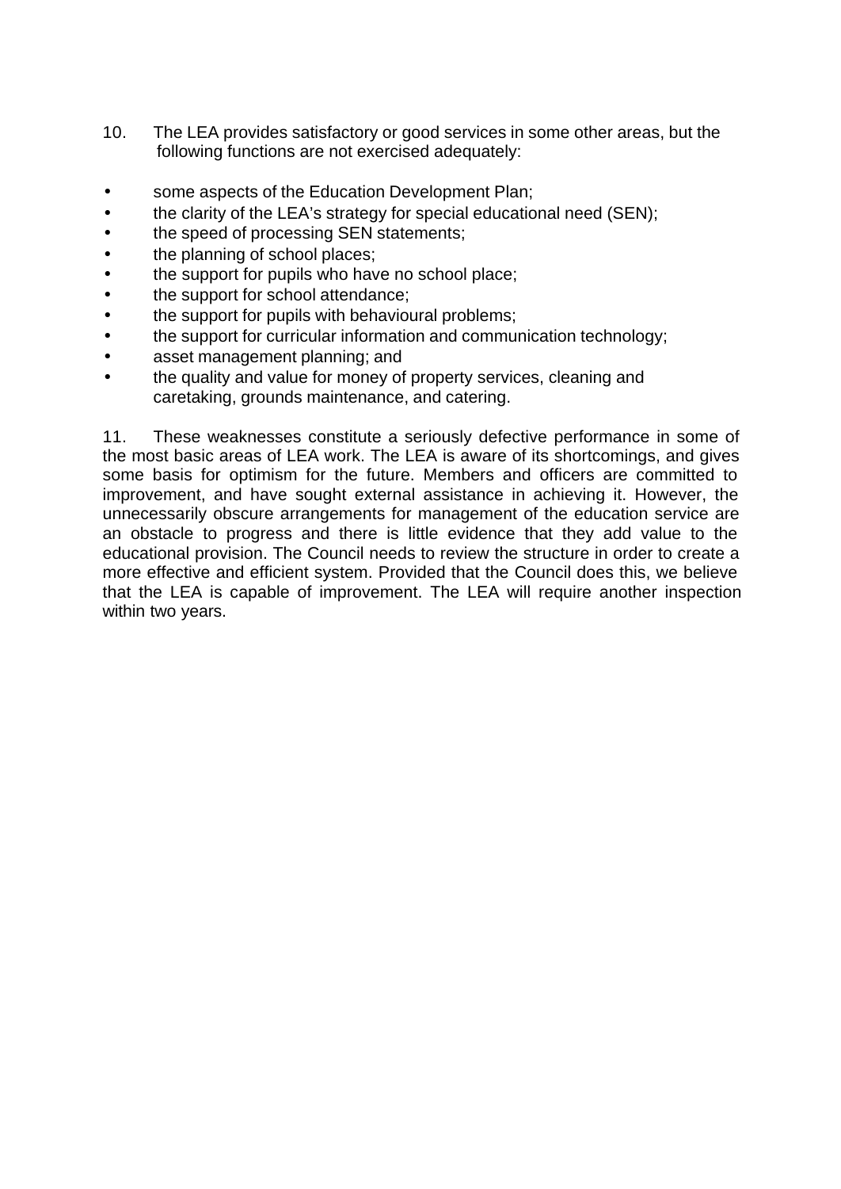10. The LEA provides satisfactory or good services in some other areas, but the following functions are not exercised adequately:

- some aspects of the Education Development Plan;
- the clarity of the LEA's strategy for special educational need (SEN);
- the speed of processing SEN statements;
- the planning of school places;
- the support for pupils who have no school place;
- the support for school attendance;
- the support for pupils with behavioural problems;
- the support for curricular information and communication technology;
- asset management planning; and
- the quality and value for money of property services, cleaning and caretaking, grounds maintenance, and catering.

11. These weaknesses constitute a seriously defective performance in some of the most basic areas of LEA work. The LEA is aware of its shortcomings, and gives some basis for optimism for the future. Members and officers are committed to improvement, and have sought external assistance in achieving it. However, the unnecessarily obscure arrangements for management of the education service are an obstacle to progress and there is little evidence that they add value to the educational provision. The Council needs to review the structure in order to create a more effective and efficient system. Provided that the Council does this, we believe that the LEA is capable of improvement. The LEA will require another inspection within two years.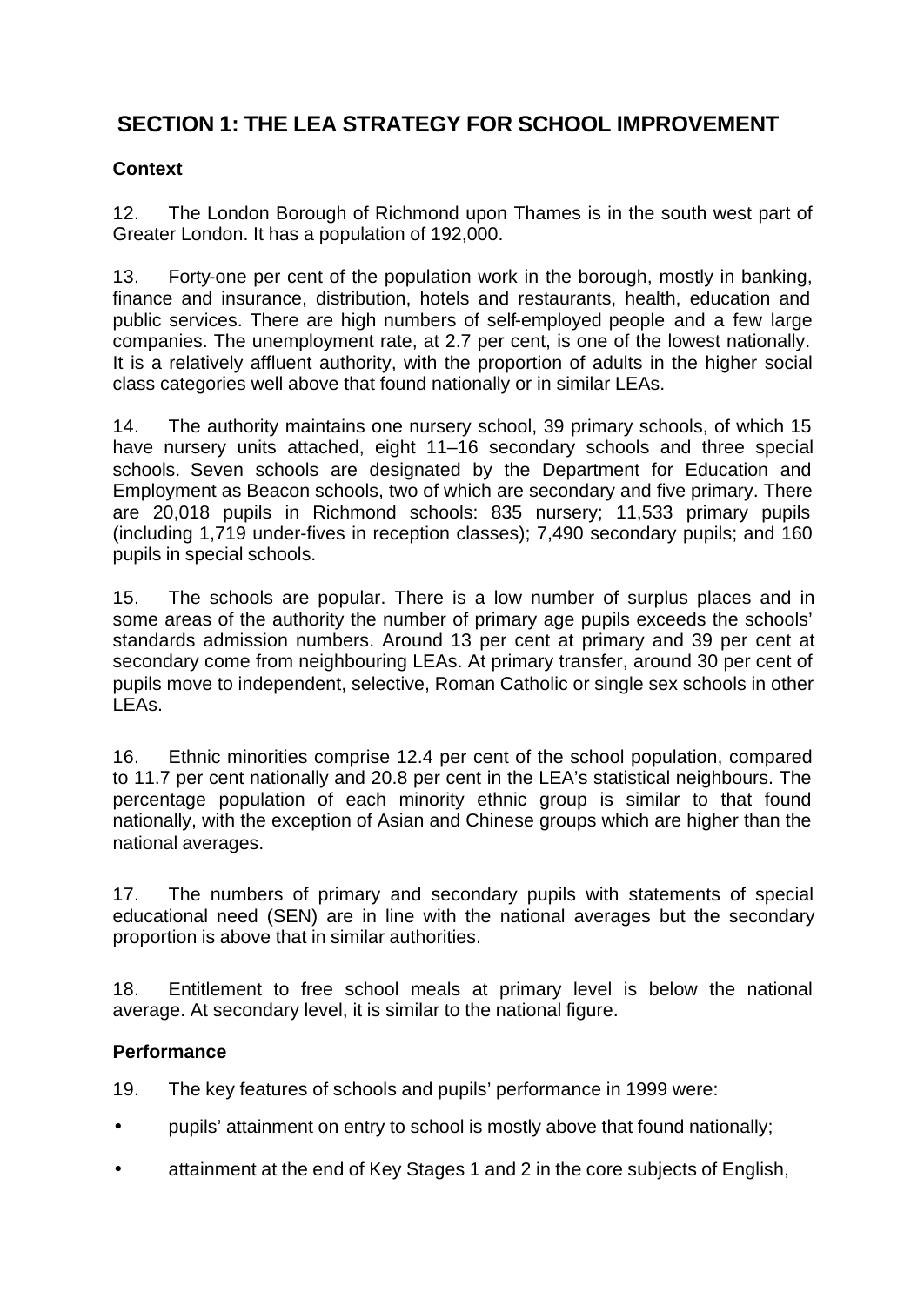## SECTION 1: THE LEA STRATEGY FOR SCHOOL IMPROVEMENT

### Context

12. The London Borough of Richmond upon Thames is in the south west part of Greater London. It has a population of 192,000.

13. Forty-one per cent of the population work in the borough, mostly in banking, finance and insurance, distribution, hotels and restaurants, health, education and public services. There are high numbers of self-employed people and a few large companies. The unemployment rate, at 2.7 per cent, is one of the lowest nationally. It is a relatively affluent authority, with the proportion of adults in the higher social class categories well above that found nationally or in similar LEAs.

14. The authority maintains one nursery school, 39 primary schools, of which 15 have nursery units attached, eight 11–16 secondary schools and three special schools. Seven schools are designated by the Department for Education and Employment as Beacon schools, two of which are secondary and five primary. There are 20,018 pupils in Richmond schools: 835 nursery; 11,533 primary pupils (including 1,719 under-fives in reception classes); 7,490 secondary pupils; and 160 pupils in special schools.

15. The schools are popular. There is a low number of surplus places and in some areas of the authority the number of primary age pupils exceeds the schools' standards admission numbers. Around 13 per cent at primary and 39 per cent at secondary come from neighbouring LEAs. At primary transfer, around 30 per cent of pupils move to independent, selective, Roman Catholic or single sex schools in other LEAs.

16. Ethnic minorities comprise 12.4 per cent of the school population, compared to 11.7 per cent nationally and 20.8 per cent in the LEA's statistical neighbours. The percentage population of each minority ethnic group is similar to that found nationally, with the exception of Asian and Chinese groups which are higher than the national averages.

17. The numbers of primary and secondary pupils with statements of special educational need (SEN) are in line with the national averages but the secondary proportion is above that in similar authorities.

18. Entitlement to free school meals at primary level is below the national average. At secondary level, it is similar to the national figure.

### Performance

19. The key features of schools and pupils' performance in 1999 were:

- pupils' attainment on entry to school is mostly above that found nationally;
- attainment at the end of Key Stages 1 and 2 in the core subjects of English,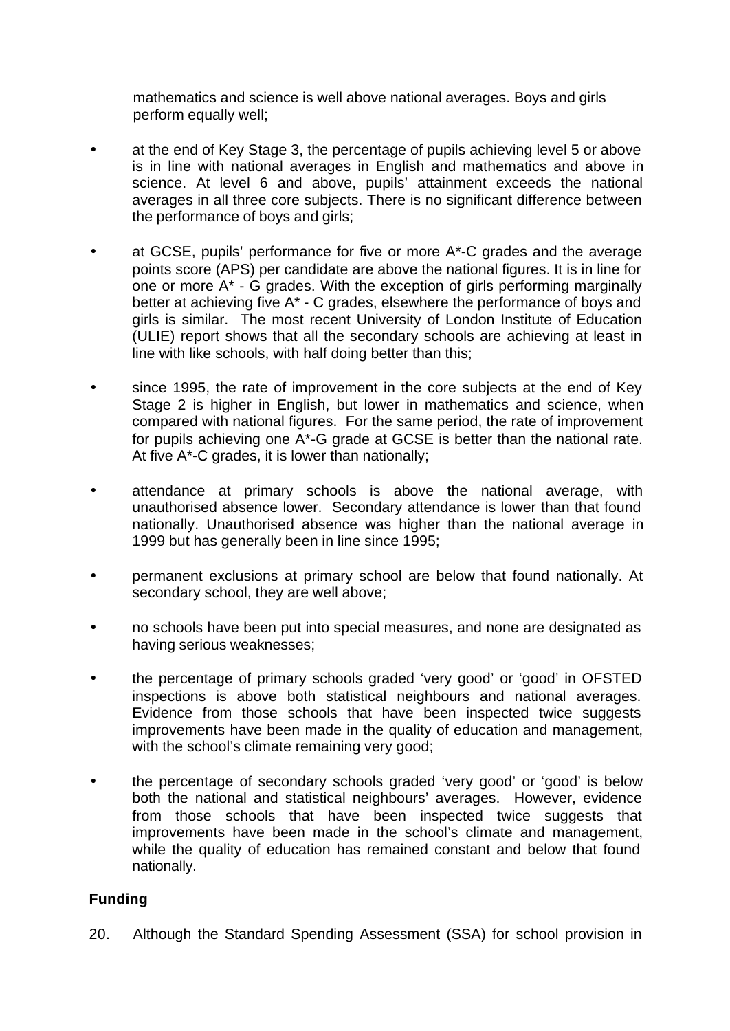mathematics and science is well above national averages. Boys and girls perform equally well;

- at the end of Key Stage 3, the percentage of pupils achieving level 5 or above is in line with national averages in English and mathematics and above in science. At level 6 and above, pupils' attainment exceeds the national averages in all three core subjects. There is no significant difference between the performance of boys and girls;

- at GCSE, pupils' performance for five or more A*-C grades and the average points score (APS) per candidate are above the national figures. It is in line for one or more A* - G grades. With the exception of girls performing marginally better at achieving five A* - C grades, elsewhere the performance of boys and girls is similar. The most recent University of London Institute of Education (ULIE) report shows that all the secondary schools are achieving at least in line with like schools, with half doing better than this;

- since 1995, the rate of improvement in the core subjects at the end of Key Stage 2 is higher in English, but lower in mathematics and science, when compared with national figures. For the same period, the rate of improvement for pupils achieving one A*-G grade at GCSE is better than the national rate. At five A*-C grades, it is lower than nationally;

- attendance at primary schools is above the national average, with unauthorised absence lower. Secondary attendance is lower than that found nationally. Unauthorised absence was higher than the national average in 1999 but has generally been in line since 1995;

- permanent exclusions at primary school are below that found nationally. At secondary school, they are well above;

- no schools have been put into special measures, and none are designated as having serious weaknesses;

- the percentage of primary schools graded 'very good' or 'good' in OFSTED inspections is above both statistical neighbours and national averages. Evidence from those schools that have been inspected twice suggests improvements have been made in the quality of education and management, with the school's climate remaining very good;

- the percentage of secondary schools graded 'very good' or 'good' is below both the national and statistical neighbours' averages. However, evidence from those schools that have been inspected twice suggests that improvements have been made in the school's climate and management, while the quality of education has remained constant and below that found nationally.

**Funding**

20. Although the Standard Spending Assessment (SSA) for school provision in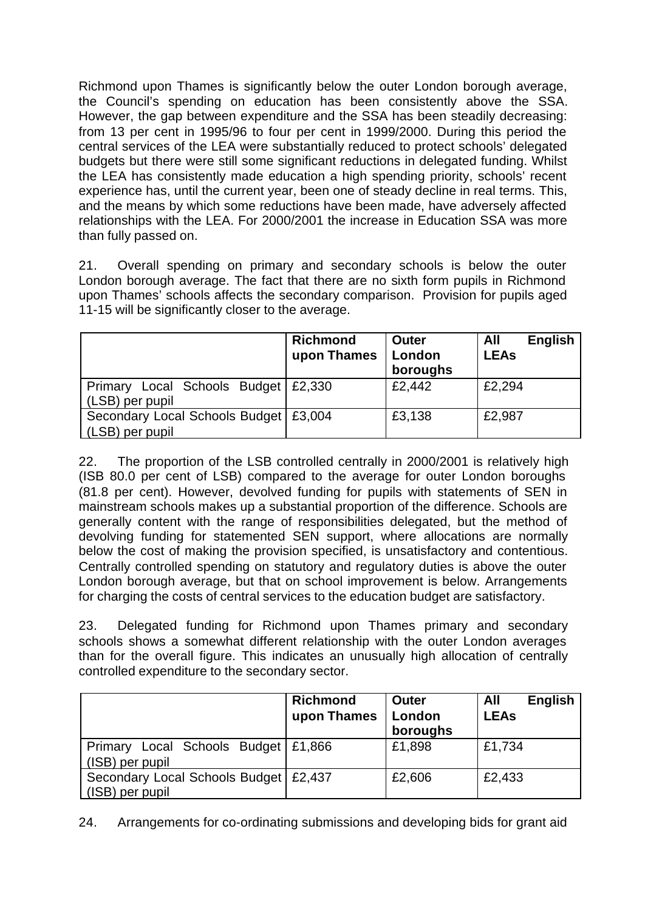Richmond upon Thames is significantly below the outer London borough average, the Council's spending on education has been consistently above the SSA. However, the gap between expenditure and the SSA has been steadily decreasing: from 13 per cent in 1995/96 to four per cent in 1999/2000. During this period the central services of the LEA were substantially reduced to protect schools' delegated budgets but there were still some significant reductions in delegated funding. Whilst the LEA has consistently made education a high spending priority, schools' recent experience has, until the current year, been one of steady decline in real terms. This, and the means by which some reductions have been made, have adversely affected relationships with the LEA. For 2000/2001 the increase in Education SSA was more than fully passed on.

21. Overall spending on primary and secondary schools is below the outer London borough average. The fact that there are no sixth form pupils in Richmond upon Thames' schools affects the secondary comparison. Provision for pupils aged 11-15 will be significantly closer to the average.

| | Richmond upon Thames | Outer London boroughs | All English LEAs |
|---|---|---|---|
| Primary Local Schools Budget (LSB) per pupil | £2,330 | £2,442 | £2,294 |
| Secondary Local Schools Budget (LSB) per pupil | £3,004 | £3,138 | £2,987 |

22. The proportion of the LSB controlled centrally in 2000/2001 is relatively high (ISB 80.0 per cent of LSB) compared to the average for outer London boroughs (81.8 per cent). However, devolved funding for pupils with statements of SEN in mainstream schools makes up a substantial proportion of the difference. Schools are generally content with the range of responsibilities delegated, but the method of devolving funding for statemented SEN support, where allocations are normally below the cost of making the provision specified, is unsatisfactory and contentious. Centrally controlled spending on statutory and regulatory duties is above the outer London borough average, but that on school improvement is below. Arrangements for charging the costs of central services to the education budget are satisfactory.

23. Delegated funding for Richmond upon Thames primary and secondary schools shows a somewhat different relationship with the outer London averages than for the overall figure. This indicates an unusually high allocation of centrally controlled expenditure to the secondary sector.

| | Richmond upon Thames | Outer London boroughs | All English LEAs |
|---|---|---|---|
| Primary Local Schools Budget (ISB) per pupil | £1,866 | £1,898 | £1,734 |
| Secondary Local Schools Budget (ISB) per pupil | £2,437 | £2,606 | £2,433 |

24. Arrangements for co-ordinating submissions and developing bids for grant aid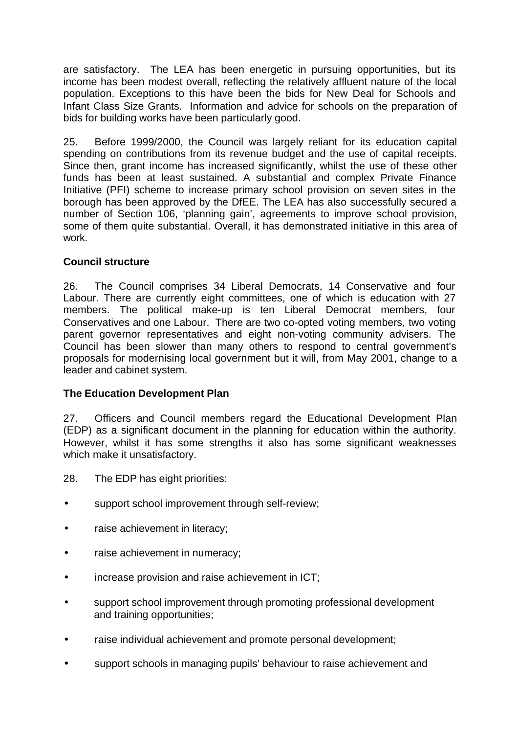are satisfactory. The LEA has been energetic in pursuing opportunities, but its income has been modest overall, reflecting the relatively affluent nature of the local population. Exceptions to this have been the bids for New Deal for Schools and Infant Class Size Grants. Information and advice for schools on the preparation of bids for building works have been particularly good.

25. Before 1999/2000, the Council was largely reliant for its education capital spending on contributions from its revenue budget and the use of capital receipts. Since then, grant income has increased significantly, whilst the use of these other funds has been at least sustained. A substantial and complex Private Finance Initiative (PFI) scheme to increase primary school provision on seven sites in the borough has been approved by the DfEE. The LEA has also successfully secured a number of Section 106, 'planning gain', agreements to improve school provision, some of them quite substantial. Overall, it has demonstrated initiative in this area of work.

**Council structure**

26. The Council comprises 34 Liberal Democrats, 14 Conservative and four Labour. There are currently eight committees, one of which is education with 27 members. The political make-up is ten Liberal Democrat members, four Conservatives and one Labour. There are two co-opted voting members, two voting parent governor representatives and eight non-voting community advisers. The Council has been slower than many others to respond to central government's proposals for modernising local government but it will, from May 2001, change to a leader and cabinet system.

**The Education Development Plan**

27. Officers and Council members regard the Educational Development Plan (EDP) as a significant document in the planning for education within the authority. However, whilst it has some strengths it also has some significant weaknesses which make it unsatisfactory.

28. The EDP has eight priorities:

- support school improvement through self-review;
- raise achievement in literacy;
- raise achievement in numeracy;
- increase provision and raise achievement in ICT;
- support school improvement through promoting professional development and training opportunities;
- raise individual achievement and promote personal development;
- support schools in managing pupils' behaviour to raise achievement and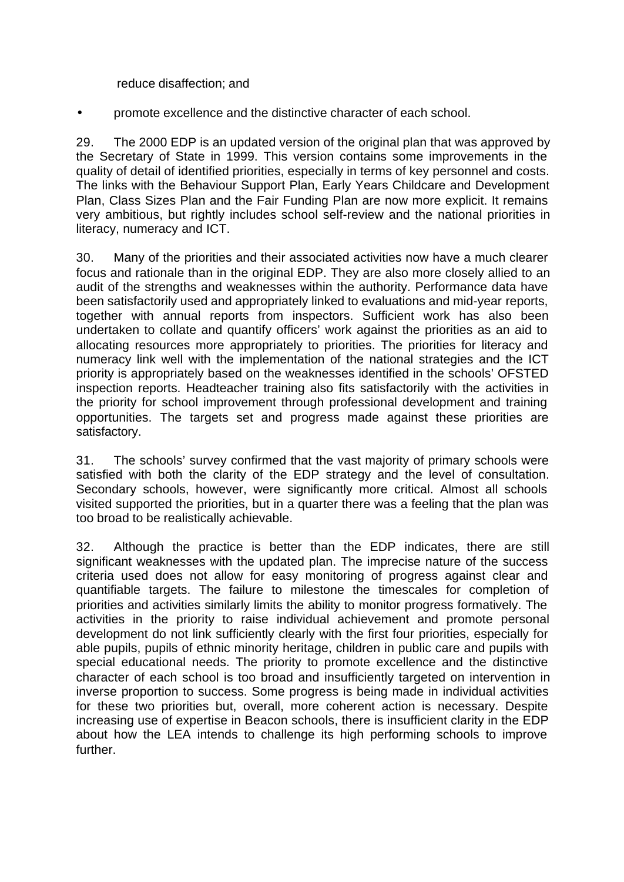reduce disaffection; and

- promote excellence and the distinctive character of each school.

29. The 2000 EDP is an updated version of the original plan that was approved by the Secretary of State in 1999. This version contains some improvements in the quality of detail of identified priorities, especially in terms of key personnel and costs. The links with the Behaviour Support Plan, Early Years Childcare and Development Plan, Class Sizes Plan and the Fair Funding Plan are now more explicit. It remains very ambitious, but rightly includes school self-review and the national priorities in literacy, numeracy and ICT.

30. Many of the priorities and their associated activities now have a much clearer focus and rationale than in the original EDP. They are also more closely allied to an audit of the strengths and weaknesses within the authority. Performance data have been satisfactorily used and appropriately linked to evaluations and mid-year reports, together with annual reports from inspectors. Sufficient work has also been undertaken to collate and quantify officers' work against the priorities as an aid to allocating resources more appropriately to priorities. The priorities for literacy and numeracy link well with the implementation of the national strategies and the ICT priority is appropriately based on the weaknesses identified in the schools' OFSTED inspection reports. Headteacher training also fits satisfactorily with the activities in the priority for school improvement through professional development and training opportunities. The targets set and progress made against these priorities are satisfactory.

31. The schools' survey confirmed that the vast majority of primary schools were satisfied with both the clarity of the EDP strategy and the level of consultation. Secondary schools, however, were significantly more critical. Almost all schools visited supported the priorities, but in a quarter there was a feeling that the plan was too broad to be realistically achievable.

32. Although the practice is better than the EDP indicates, there are still significant weaknesses with the updated plan. The imprecise nature of the success criteria used does not allow for easy monitoring of progress against clear and quantifiable targets. The failure to milestone the timescales for completion of priorities and activities similarly limits the ability to monitor progress formatively. The activities in the priority to raise individual achievement and promote personal development do not link sufficiently clearly with the first four priorities, especially for able pupils, pupils of ethnic minority heritage, children in public care and pupils with special educational needs. The priority to promote excellence and the distinctive character of each school is too broad and insufficiently targeted on intervention in inverse proportion to success. Some progress is being made in individual activities for these two priorities but, overall, more coherent action is necessary. Despite increasing use of expertise in Beacon schools, there is insufficient clarity in the EDP about how the LEA intends to challenge its high performing schools to improve further.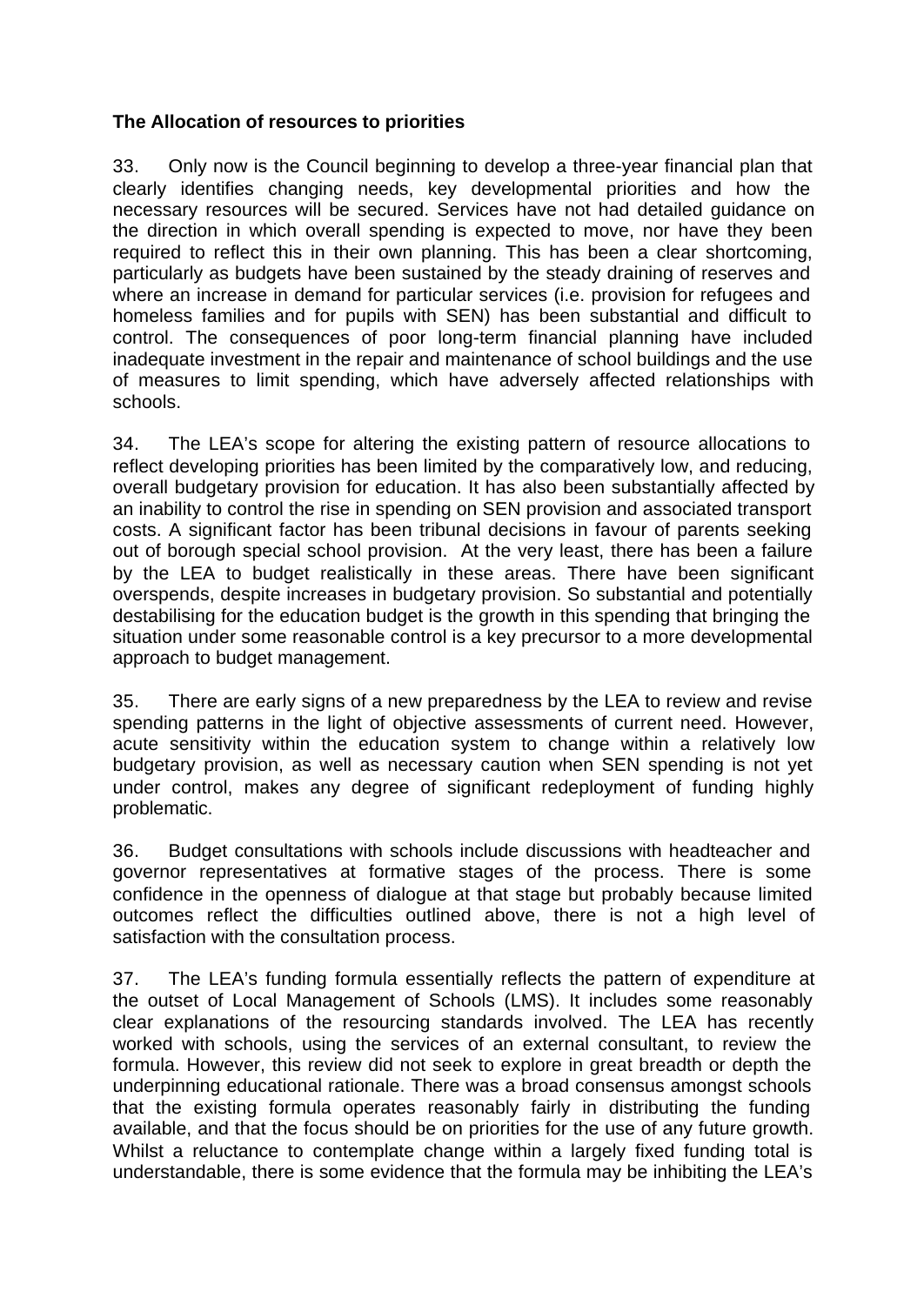**The Allocation of resources to priorities**

33. Only now is the Council beginning to develop a three-year financial plan that clearly identifies changing needs, key developmental priorities and how the necessary resources will be secured. Services have not had detailed guidance on the direction in which overall spending is expected to move, nor have they been required to reflect this in their own planning. This has been a clear shortcoming, particularly as budgets have been sustained by the steady draining of reserves and where an increase in demand for particular services (i.e. provision for refugees and homeless families and for pupils with SEN) has been substantial and difficult to control. The consequences of poor long-term financial planning have included inadequate investment in the repair and maintenance of school buildings and the use of measures to limit spending, which have adversely affected relationships with schools.

34. The LEA's scope for altering the existing pattern of resource allocations to reflect developing priorities has been limited by the comparatively low, and reducing, overall budgetary provision for education. It has also been substantially affected by an inability to control the rise in spending on SEN provision and associated transport costs. A significant factor has been tribunal decisions in favour of parents seeking out of borough special school provision. At the very least, there has been a failure by the LEA to budget realistically in these areas. There have been significant overspends, despite increases in budgetary provision. So substantial and potentially destabilising for the education budget is the growth in this spending that bringing the situation under some reasonable control is a key precursor to a more developmental approach to budget management.

35. There are early signs of a new preparedness by the LEA to review and revise spending patterns in the light of objective assessments of current need. However, acute sensitivity within the education system to change within a relatively low budgetary provision, as well as necessary caution when SEN spending is not yet under control, makes any degree of significant redeployment of funding highly problematic.

36. Budget consultations with schools include discussions with headteacher and governor representatives at formative stages of the process. There is some confidence in the openness of dialogue at that stage but probably because limited outcomes reflect the difficulties outlined above, there is not a high level of satisfaction with the consultation process.

37. The LEA's funding formula essentially reflects the pattern of expenditure at the outset of Local Management of Schools (LMS). It includes some reasonably clear explanations of the resourcing standards involved. The LEA has recently worked with schools, using the services of an external consultant, to review the formula. However, this review did not seek to explore in great breadth or depth the underpinning educational rationale. There was a broad consensus amongst schools that the existing formula operates reasonably fairly in distributing the funding available, and that the focus should be on priorities for the use of any future growth. Whilst a reluctance to contemplate change within a largely fixed funding total is understandable, there is some evidence that the formula may be inhibiting the LEA's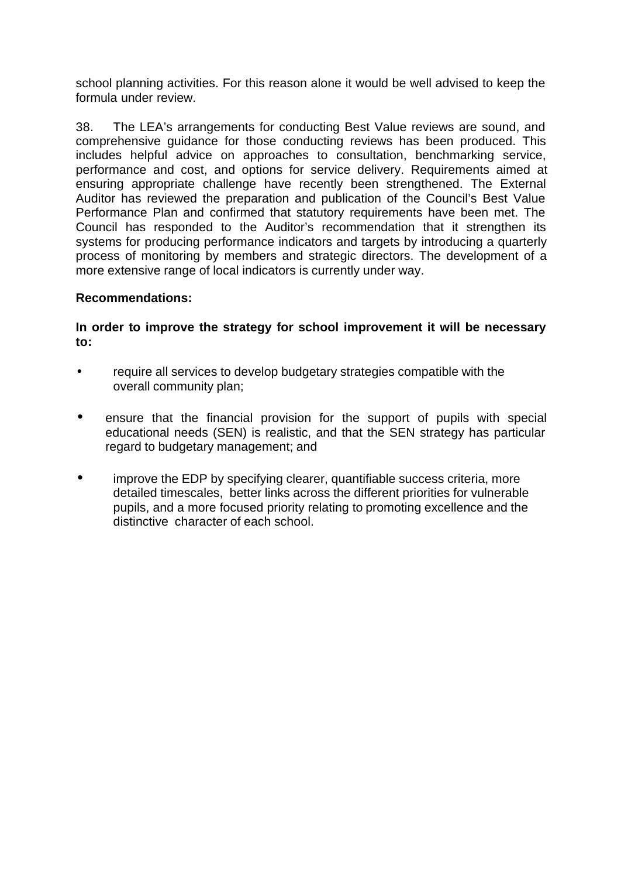school planning activities. For this reason alone it would be well advised to keep the formula under review.

38. The LEA's arrangements for conducting Best Value reviews are sound, and comprehensive guidance for those conducting reviews has been produced. This includes helpful advice on approaches to consultation, benchmarking service, performance and cost, and options for service delivery. Requirements aimed at ensuring appropriate challenge have recently been strengthened. The External Auditor has reviewed the preparation and publication of the Council's Best Value Performance Plan and confirmed that statutory requirements have been met. The Council has responded to the Auditor's recommendation that it strengthen its systems for producing performance indicators and targets by introducing a quarterly process of monitoring by members and strategic directors. The development of a more extensive range of local indicators is currently under way.

**Recommendations:**

**In order to improve the strategy for school improvement it will be necessary to:**

- require all services to develop budgetary strategies compatible with the overall community plan;
- ensure that the financial provision for the support of pupils with special educational needs (SEN) is realistic, and that the SEN strategy has particular regard to budgetary management; and
- improve the EDP by specifying clearer, quantifiable success criteria, more detailed timescales, better links across the different priorities for vulnerable pupils, and a more focused priority relating to promoting excellence and the distinctive character of each school.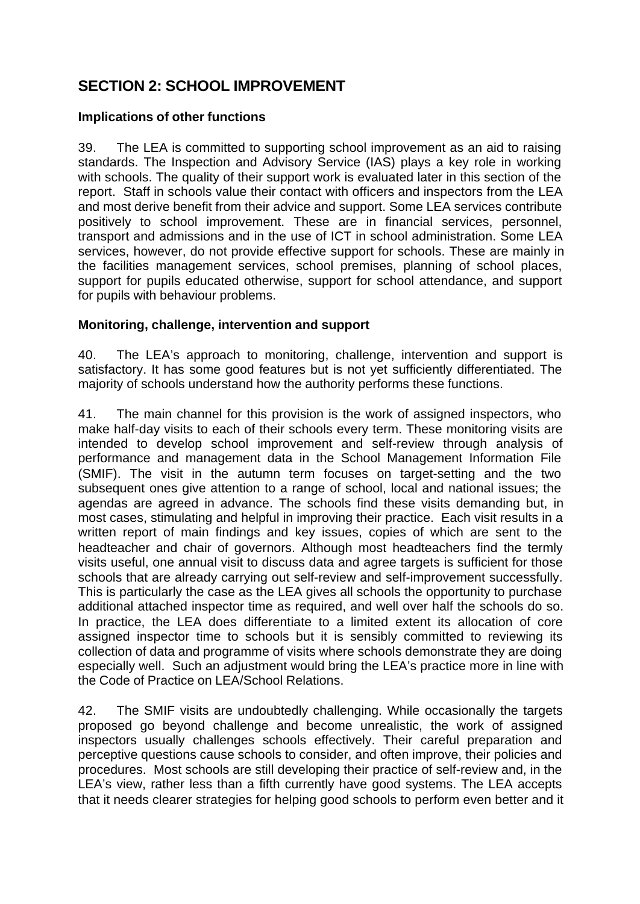## SECTION 2: SCHOOL IMPROVEMENT

### Implications of other functions

39. The LEA is committed to supporting school improvement as an aid to raising standards. The Inspection and Advisory Service (IAS) plays a key role in working with schools. The quality of their support work is evaluated later in this section of the report. Staff in schools value their contact with officers and inspectors from the LEA and most derive benefit from their advice and support. Some LEA services contribute positively to school improvement. These are in financial services, personnel, transport and admissions and in the use of ICT in school administration. Some LEA services, however, do not provide effective support for schools. These are mainly in the facilities management services, school premises, planning of school places, support for pupils educated otherwise, support for school attendance, and support for pupils with behaviour problems.

### Monitoring, challenge, intervention and support

40. The LEA's approach to monitoring, challenge, intervention and support is satisfactory. It has some good features but is not yet sufficiently differentiated. The majority of schools understand how the authority performs these functions.

41. The main channel for this provision is the work of assigned inspectors, who make half-day visits to each of their schools every term. These monitoring visits are intended to develop school improvement and self-review through analysis of performance and management data in the School Management Information File (SMIF). The visit in the autumn term focuses on target-setting and the two subsequent ones give attention to a range of school, local and national issues; the agendas are agreed in advance. The schools find these visits demanding but, in most cases, stimulating and helpful in improving their practice. Each visit results in a written report of main findings and key issues, copies of which are sent to the headteacher and chair of governors. Although most headteachers find the termly visits useful, one annual visit to discuss data and agree targets is sufficient for those schools that are already carrying out self-review and self-improvement successfully. This is particularly the case as the LEA gives all schools the opportunity to purchase additional attached inspector time as required, and well over half the schools do so. In practice, the LEA does differentiate to a limited extent its allocation of core assigned inspector time to schools but it is sensibly committed to reviewing its collection of data and programme of visits where schools demonstrate they are doing especially well. Such an adjustment would bring the LEA's practice more in line with the Code of Practice on LEA/School Relations.

42. The SMIF visits are undoubtedly challenging. While occasionally the targets proposed go beyond challenge and become unrealistic, the work of assigned inspectors usually challenges schools effectively. Their careful preparation and perceptive questions cause schools to consider, and often improve, their policies and procedures. Most schools are still developing their practice of self-review and, in the LEA's view, rather less than a fifth currently have good systems. The LEA accepts that it needs clearer strategies for helping good schools to perform even better and it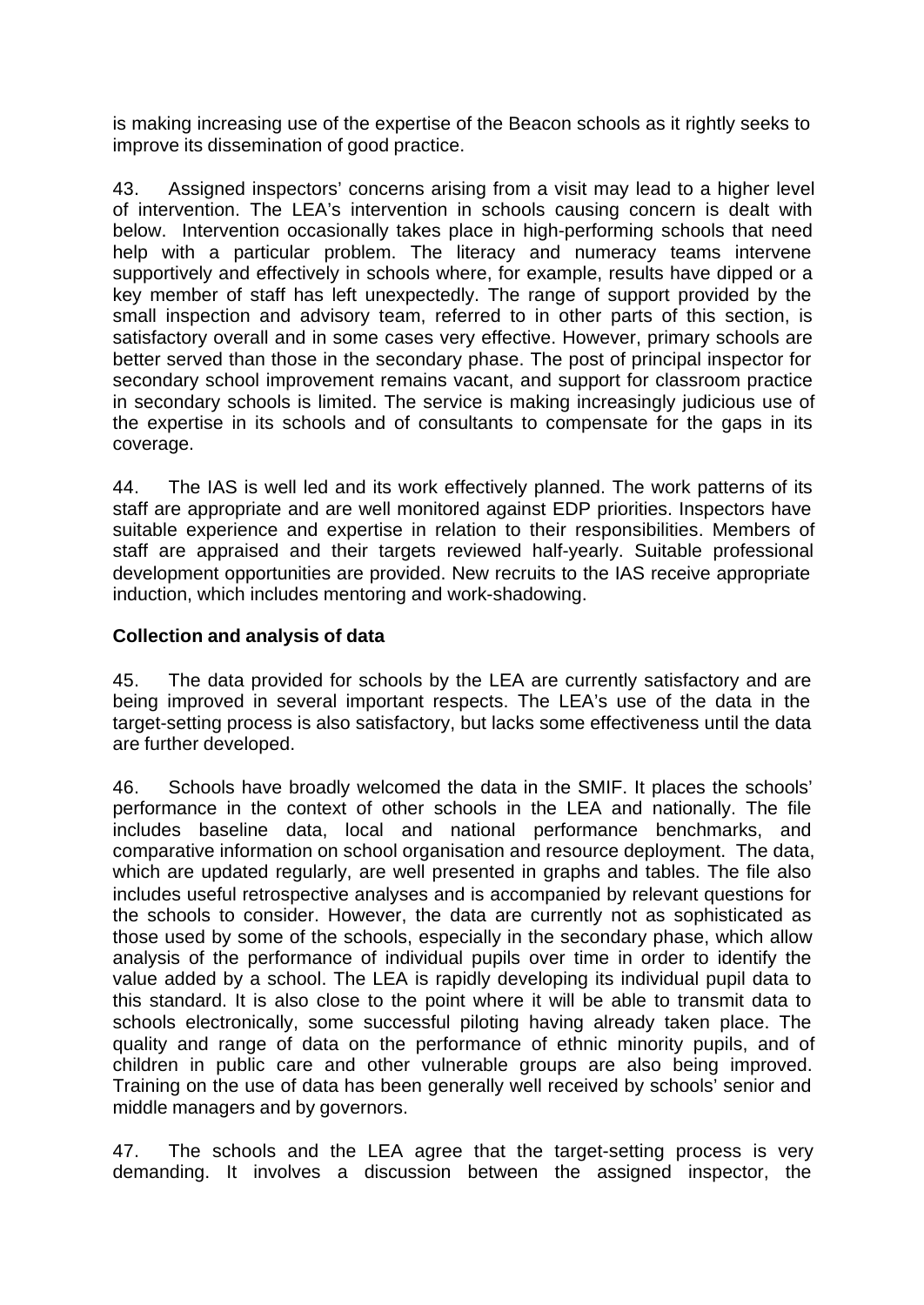is making increasing use of the expertise of the Beacon schools as it rightly seeks to improve its dissemination of good practice.

43. Assigned inspectors' concerns arising from a visit may lead to a higher level of intervention. The LEA's intervention in schools causing concern is dealt with below. Intervention occasionally takes place in high-performing schools that need help with a particular problem. The literacy and numeracy teams intervene supportively and effectively in schools where, for example, results have dipped or a key member of staff has left unexpectedly. The range of support provided by the small inspection and advisory team, referred to in other parts of this section, is satisfactory overall and in some cases very effective. However, primary schools are better served than those in the secondary phase. The post of principal inspector for secondary school improvement remains vacant, and support for classroom practice in secondary schools is limited. The service is making increasingly judicious use of the expertise in its schools and of consultants to compensate for the gaps in its coverage.

44. The IAS is well led and its work effectively planned. The work patterns of its staff are appropriate and are well monitored against EDP priorities. Inspectors have suitable experience and expertise in relation to their responsibilities. Members of staff are appraised and their targets reviewed half-yearly. Suitable professional development opportunities are provided. New recruits to the IAS receive appropriate induction, which includes mentoring and work-shadowing.

**Collection and analysis of data**

45. The data provided for schools by the LEA are currently satisfactory and are being improved in several important respects. The LEA's use of the data in the target-setting process is also satisfactory, but lacks some effectiveness until the data are further developed.

46. Schools have broadly welcomed the data in the SMIF. It places the schools' performance in the context of other schools in the LEA and nationally. The file includes baseline data, local and national performance benchmarks, and comparative information on school organisation and resource deployment. The data, which are updated regularly, are well presented in graphs and tables. The file also includes useful retrospective analyses and is accompanied by relevant questions for the schools to consider. However, the data are currently not as sophisticated as those used by some of the schools, especially in the secondary phase, which allow analysis of the performance of individual pupils over time in order to identify the value added by a school. The LEA is rapidly developing its individual pupil data to this standard. It is also close to the point where it will be able to transmit data to schools electronically, some successful piloting having already taken place. The quality and range of data on the performance of ethnic minority pupils, and of children in public care and other vulnerable groups are also being improved. Training on the use of data has been generally well received by schools' senior and middle managers and by governors.

47. The schools and the LEA agree that the target-setting process is very demanding. It involves a discussion between the assigned inspector, the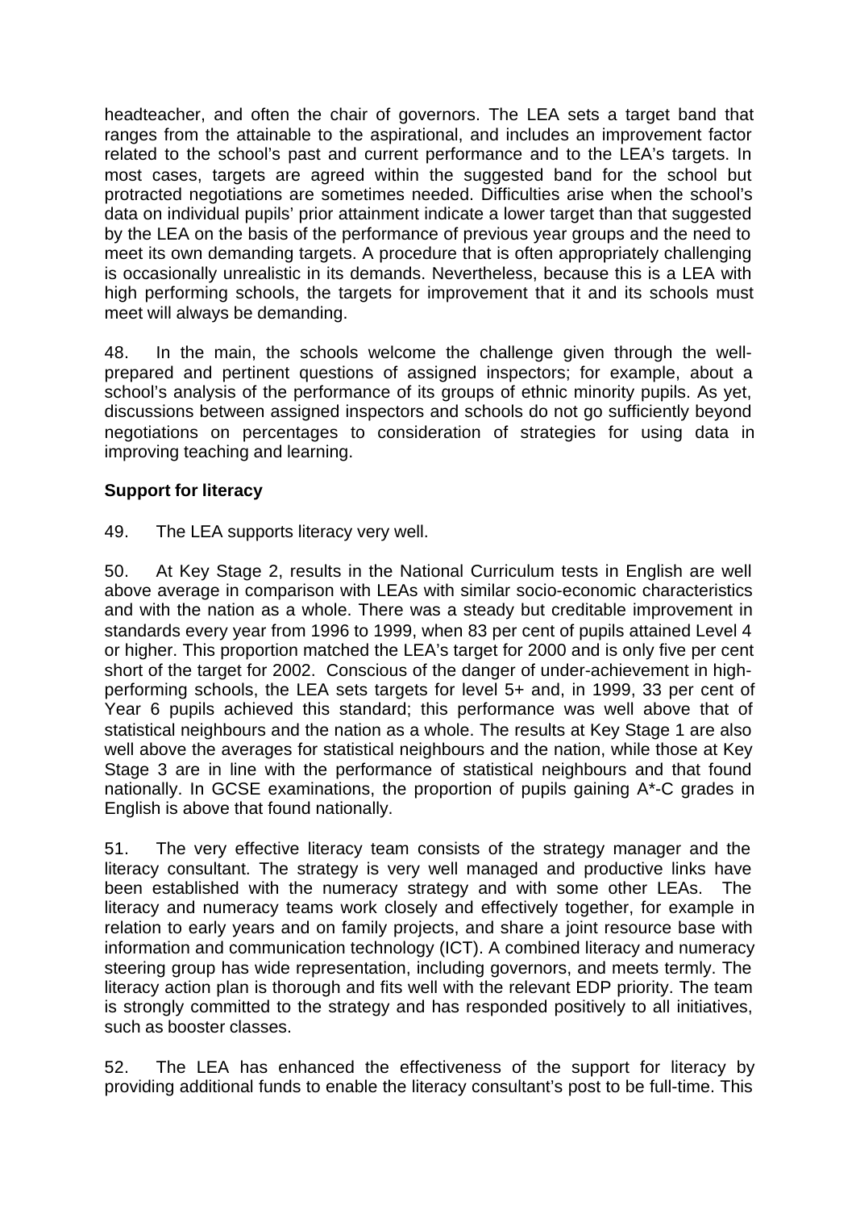headteacher, and often the chair of governors. The LEA sets a target band that ranges from the attainable to the aspirational, and includes an improvement factor related to the school's past and current performance and to the LEA's targets. In most cases, targets are agreed within the suggested band for the school but protracted negotiations are sometimes needed. Difficulties arise when the school's data on individual pupils' prior attainment indicate a lower target than that suggested by the LEA on the basis of the performance of previous year groups and the need to meet its own demanding targets. A procedure that is often appropriately challenging is occasionally unrealistic in its demands. Nevertheless, because this is a LEA with high performing schools, the targets for improvement that it and its schools must meet will always be demanding.

48. In the main, the schools welcome the challenge given through the well-prepared and pertinent questions of assigned inspectors; for example, about a school's analysis of the performance of its groups of ethnic minority pupils. As yet, discussions between assigned inspectors and schools do not go sufficiently beyond negotiations on percentages to consideration of strategies for using data in improving teaching and learning.

**Support for literacy**

49. The LEA supports literacy very well.

50. At Key Stage 2, results in the National Curriculum tests in English are well above average in comparison with LEAs with similar socio-economic characteristics and with the nation as a whole. There was a steady but creditable improvement in standards every year from 1996 to 1999, when 83 per cent of pupils attained Level 4 or higher. This proportion matched the LEA's target for 2000 and is only five per cent short of the target for 2002. Conscious of the danger of under-achievement in high-performing schools, the LEA sets targets for level 5+ and, in 1999, 33 per cent of Year 6 pupils achieved this standard; this performance was well above that of statistical neighbours and the nation as a whole. The results at Key Stage 1 are also well above the averages for statistical neighbours and the nation, while those at Key Stage 3 are in line with the performance of statistical neighbours and that found nationally. In GCSE examinations, the proportion of pupils gaining A*-C grades in English is above that found nationally.

51. The very effective literacy team consists of the strategy manager and the literacy consultant. The strategy is very well managed and productive links have been established with the numeracy strategy and with some other LEAs. The literacy and numeracy teams work closely and effectively together, for example in relation to early years and on family projects, and share a joint resource base with information and communication technology (ICT). A combined literacy and numeracy steering group has wide representation, including governors, and meets termly. The literacy action plan is thorough and fits well with the relevant EDP priority. The team is strongly committed to the strategy and has responded positively to all initiatives, such as booster classes.

52. The LEA has enhanced the effectiveness of the support for literacy by providing additional funds to enable the literacy consultant's post to be full-time. This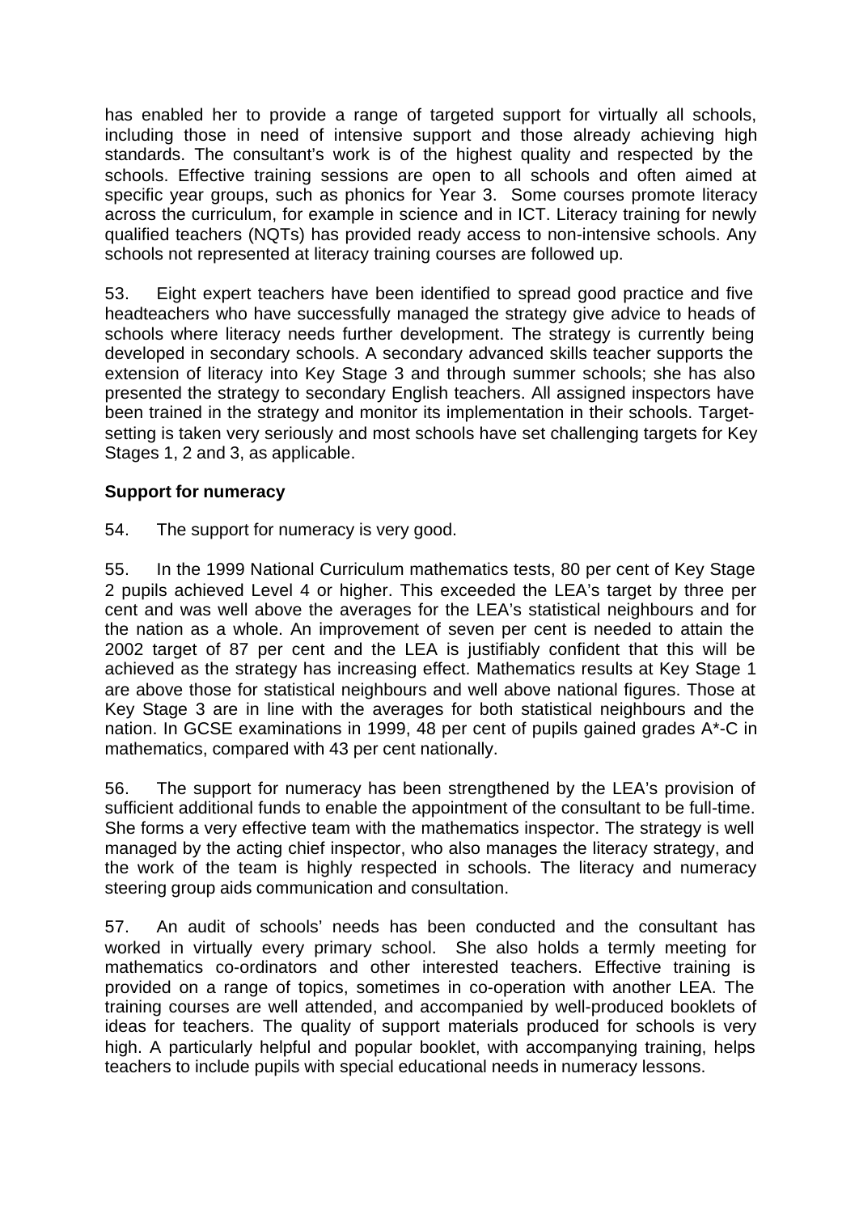has enabled her to provide a range of targeted support for virtually all schools, including those in need of intensive support and those already achieving high standards. The consultant's work is of the highest quality and respected by the schools. Effective training sessions are open to all schools and often aimed at specific year groups, such as phonics for Year 3. Some courses promote literacy across the curriculum, for example in science and in ICT. Literacy training for newly qualified teachers (NQTs) has provided ready access to non-intensive schools. Any schools not represented at literacy training courses are followed up.

53. Eight expert teachers have been identified to spread good practice and five headteachers who have successfully managed the strategy give advice to heads of schools where literacy needs further development. The strategy is currently being developed in secondary schools. A secondary advanced skills teacher supports the extension of literacy into Key Stage 3 and through summer schools; she has also presented the strategy to secondary English teachers. All assigned inspectors have been trained in the strategy and monitor its implementation in their schools. Target-setting is taken very seriously and most schools have set challenging targets for Key Stages 1, 2 and 3, as applicable.

**Support for numeracy**

54. The support for numeracy is very good.

55. In the 1999 National Curriculum mathematics tests, 80 per cent of Key Stage 2 pupils achieved Level 4 or higher. This exceeded the LEA's target by three per cent and was well above the averages for the LEA's statistical neighbours and for the nation as a whole. An improvement of seven per cent is needed to attain the 2002 target of 87 per cent and the LEA is justifiably confident that this will be achieved as the strategy has increasing effect. Mathematics results at Key Stage 1 are above those for statistical neighbours and well above national figures. Those at Key Stage 3 are in line with the averages for both statistical neighbours and the nation. In GCSE examinations in 1999, 48 per cent of pupils gained grades A*-C in mathematics, compared with 43 per cent nationally.

56. The support for numeracy has been strengthened by the LEA's provision of sufficient additional funds to enable the appointment of the consultant to be full-time. She forms a very effective team with the mathematics inspector. The strategy is well managed by the acting chief inspector, who also manages the literacy strategy, and the work of the team is highly respected in schools. The literacy and numeracy steering group aids communication and consultation.

57. An audit of schools' needs has been conducted and the consultant has worked in virtually every primary school. She also holds a termly meeting for mathematics co-ordinators and other interested teachers. Effective training is provided on a range of topics, sometimes in co-operation with another LEA. The training courses are well attended, and accompanied by well-produced booklets of ideas for teachers. The quality of support materials produced for schools is very high. A particularly helpful and popular booklet, with accompanying training, helps teachers to include pupils with special educational needs in numeracy lessons.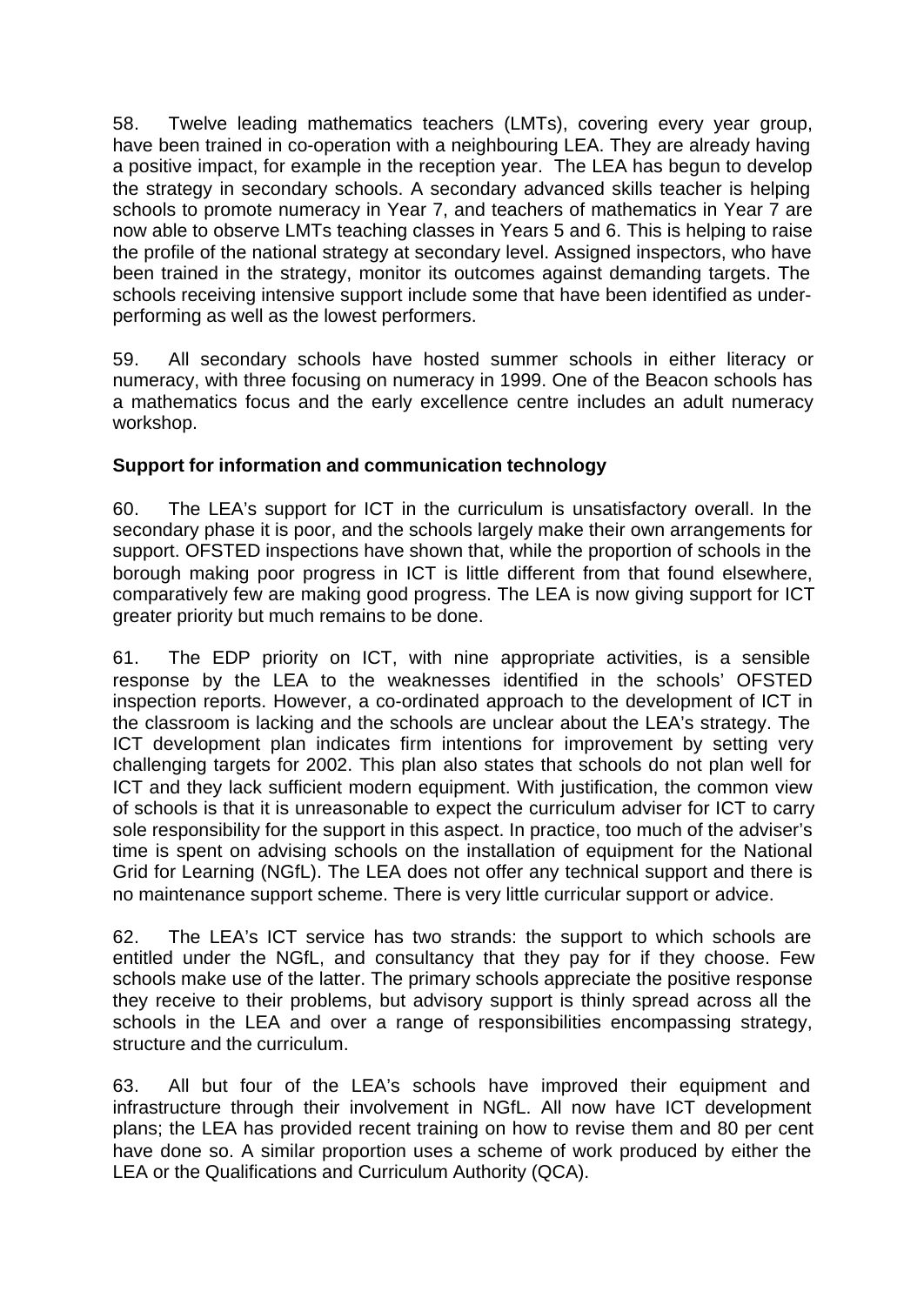58. Twelve leading mathematics teachers (LMTs), covering every year group, have been trained in co-operation with a neighbouring LEA. They are already having a positive impact, for example in the reception year. The LEA has begun to develop the strategy in secondary schools. A secondary advanced skills teacher is helping schools to promote numeracy in Year 7, and teachers of mathematics in Year 7 are now able to observe LMTs teaching classes in Years 5 and 6. This is helping to raise the profile of the national strategy at secondary level. Assigned inspectors, who have been trained in the strategy, monitor its outcomes against demanding targets. The schools receiving intensive support include some that have been identified as under-performing as well as the lowest performers.

59. All secondary schools have hosted summer schools in either literacy or numeracy, with three focusing on numeracy in 1999. One of the Beacon schools has a mathematics focus and the early excellence centre includes an adult numeracy workshop.

**Support for information and communication technology**

60. The LEA's support for ICT in the curriculum is unsatisfactory overall. In the secondary phase it is poor, and the schools largely make their own arrangements for support. OFSTED inspections have shown that, while the proportion of schools in the borough making poor progress in ICT is little different from that found elsewhere, comparatively few are making good progress. The LEA is now giving support for ICT greater priority but much remains to be done.

61. The EDP priority on ICT, with nine appropriate activities, is a sensible response by the LEA to the weaknesses identified in the schools' OFSTED inspection reports. However, a co-ordinated approach to the development of ICT in the classroom is lacking and the schools are unclear about the LEA's strategy. The ICT development plan indicates firm intentions for improvement by setting very challenging targets for 2002. This plan also states that schools do not plan well for ICT and they lack sufficient modern equipment. With justification, the common view of schools is that it is unreasonable to expect the curriculum adviser for ICT to carry sole responsibility for the support in this aspect. In practice, too much of the adviser's time is spent on advising schools on the installation of equipment for the National Grid for Learning (NGfL). The LEA does not offer any technical support and there is no maintenance support scheme. There is very little curricular support or advice.

62. The LEA's ICT service has two strands: the support to which schools are entitled under the NGfL, and consultancy that they pay for if they choose. Few schools make use of the latter. The primary schools appreciate the positive response they receive to their problems, but advisory support is thinly spread across all the schools in the LEA and over a range of responsibilities encompassing strategy, structure and the curriculum.

63. All but four of the LEA's schools have improved their equipment and infrastructure through their involvement in NGfL. All now have ICT development plans; the LEA has provided recent training on how to revise them and 80 per cent have done so. A similar proportion uses a scheme of work produced by either the LEA or the Qualifications and Curriculum Authority (QCA).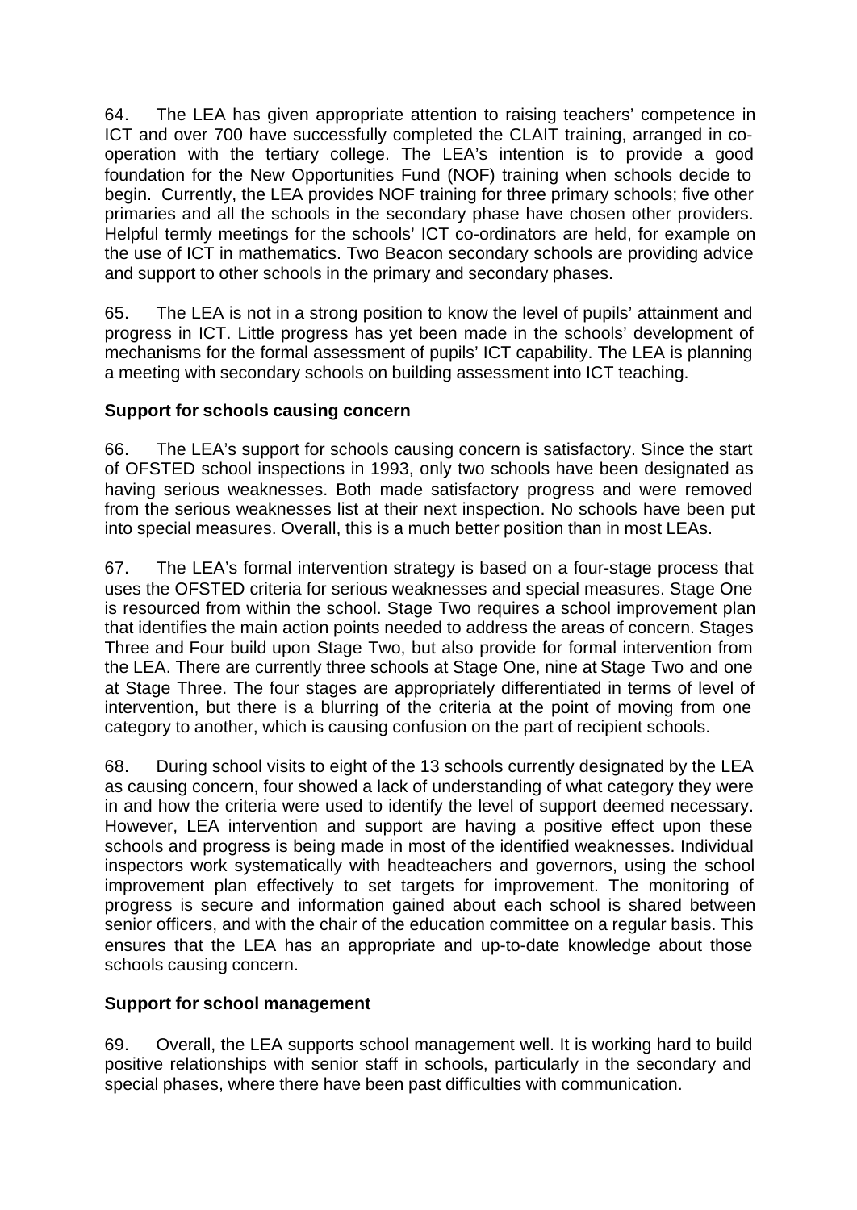64. The LEA has given appropriate attention to raising teachers' competence in ICT and over 700 have successfully completed the CLAIT training, arranged in co-operation with the tertiary college. The LEA's intention is to provide a good foundation for the New Opportunities Fund (NOF) training when schools decide to begin. Currently, the LEA provides NOF training for three primary schools; five other primaries and all the schools in the secondary phase have chosen other providers. Helpful termly meetings for the schools' ICT co-ordinators are held, for example on the use of ICT in mathematics. Two Beacon secondary schools are providing advice and support to other schools in the primary and secondary phases.

65. The LEA is not in a strong position to know the level of pupils' attainment and progress in ICT. Little progress has yet been made in the schools' development of mechanisms for the formal assessment of pupils' ICT capability. The LEA is planning a meeting with secondary schools on building assessment into ICT teaching.

**Support for schools causing concern**

66. The LEA's support for schools causing concern is satisfactory. Since the start of OFSTED school inspections in 1993, only two schools have been designated as having serious weaknesses. Both made satisfactory progress and were removed from the serious weaknesses list at their next inspection. No schools have been put into special measures. Overall, this is a much better position than in most LEAs.

67. The LEA's formal intervention strategy is based on a four-stage process that uses the OFSTED criteria for serious weaknesses and special measures. Stage One is resourced from within the school. Stage Two requires a school improvement plan that identifies the main action points needed to address the areas of concern. Stages Three and Four build upon Stage Two, but also provide for formal intervention from the LEA. There are currently three schools at Stage One, nine at Stage Two and one at Stage Three. The four stages are appropriately differentiated in terms of level of intervention, but there is a blurring of the criteria at the point of moving from one category to another, which is causing confusion on the part of recipient schools.

68. During school visits to eight of the 13 schools currently designated by the LEA as causing concern, four showed a lack of understanding of what category they were in and how the criteria were used to identify the level of support deemed necessary. However, LEA intervention and support are having a positive effect upon these schools and progress is being made in most of the identified weaknesses. Individual inspectors work systematically with headteachers and governors, using the school improvement plan effectively to set targets for improvement. The monitoring of progress is secure and information gained about each school is shared between senior officers, and with the chair of the education committee on a regular basis. This ensures that the LEA has an appropriate and up-to-date knowledge about those schools causing concern.

**Support for school management**

69. Overall, the LEA supports school management well. It is working hard to build positive relationships with senior staff in schools, particularly in the secondary and special phases, where there have been past difficulties with communication.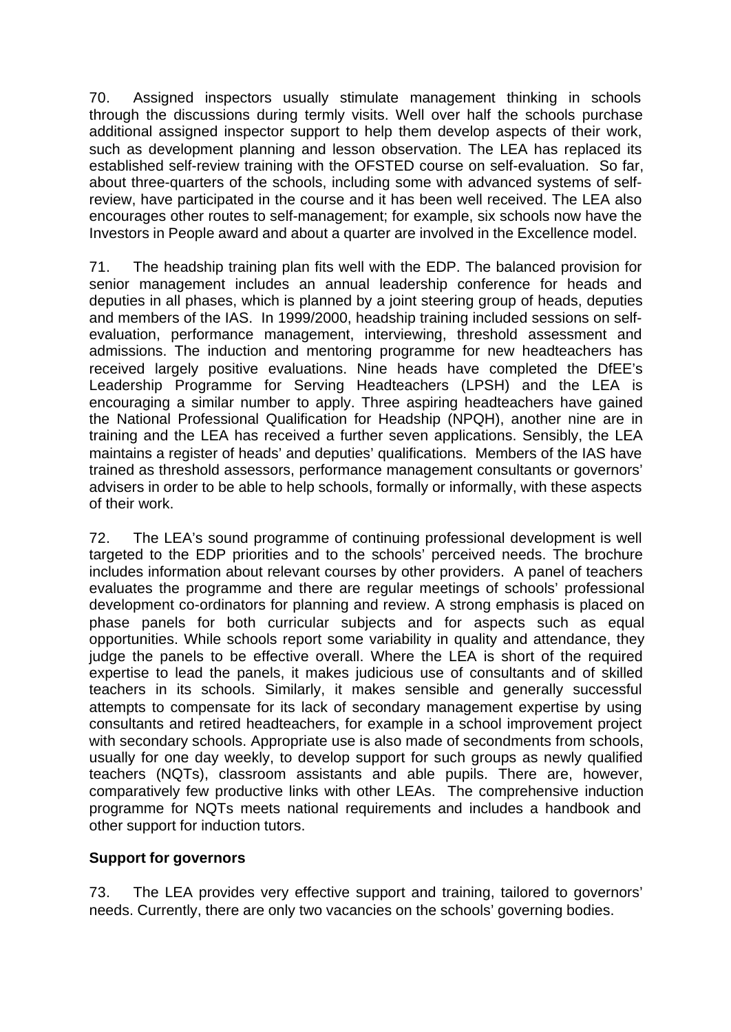70. Assigned inspectors usually stimulate management thinking in schools through the discussions during termly visits. Well over half the schools purchase additional assigned inspector support to help them develop aspects of their work, such as development planning and lesson observation. The LEA has replaced its established self-review training with the OFSTED course on self-evaluation. So far, about three-quarters of the schools, including some with advanced systems of self-review, have participated in the course and it has been well received. The LEA also encourages other routes to self-management; for example, six schools now have the Investors in People award and about a quarter are involved in the Excellence model.

71. The headship training plan fits well with the EDP. The balanced provision for senior management includes an annual leadership conference for heads and deputies in all phases, which is planned by a joint steering group of heads, deputies and members of the IAS. In 1999/2000, headship training included sessions on self-evaluation, performance management, interviewing, threshold assessment and admissions. The induction and mentoring programme for new headteachers has received largely positive evaluations. Nine heads have completed the DfEE's Leadership Programme for Serving Headteachers (LPSH) and the LEA is encouraging a similar number to apply. Three aspiring headteachers have gained the National Professional Qualification for Headship (NPQH), another nine are in training and the LEA has received a further seven applications. Sensibly, the LEA maintains a register of heads' and deputies' qualifications. Members of the IAS have trained as threshold assessors, performance management consultants or governors' advisers in order to be able to help schools, formally or informally, with these aspects of their work.

72. The LEA's sound programme of continuing professional development is well targeted to the EDP priorities and to the schools' perceived needs. The brochure includes information about relevant courses by other providers. A panel of teachers evaluates the programme and there are regular meetings of schools' professional development co-ordinators for planning and review. A strong emphasis is placed on phase panels for both curricular subjects and for aspects such as equal opportunities. While schools report some variability in quality and attendance, they judge the panels to be effective overall. Where the LEA is short of the required expertise to lead the panels, it makes judicious use of consultants and of skilled teachers in its schools. Similarly, it makes sensible and generally successful attempts to compensate for its lack of secondary management expertise by using consultants and retired headteachers, for example in a school improvement project with secondary schools. Appropriate use is also made of secondments from schools, usually for one day weekly, to develop support for such groups as newly qualified teachers (NQTs), classroom assistants and able pupils. There are, however, comparatively few productive links with other LEAs. The comprehensive induction programme for NQTs meets national requirements and includes a handbook and other support for induction tutors.

**Support for governors**

73. The LEA provides very effective support and training, tailored to governors' needs. Currently, there are only two vacancies on the schools' governing bodies.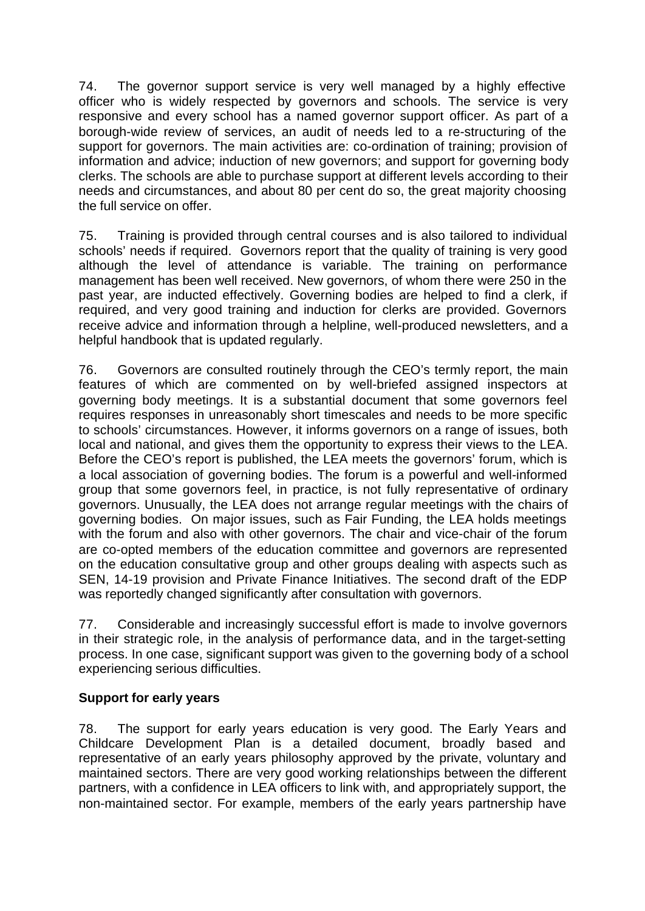74. The governor support service is very well managed by a highly effective officer who is widely respected by governors and schools. The service is very responsive and every school has a named governor support officer. As part of a borough-wide review of services, an audit of needs led to a re-structuring of the support for governors. The main activities are: co-ordination of training; provision of information and advice; induction of new governors; and support for governing body clerks. The schools are able to purchase support at different levels according to their needs and circumstances, and about 80 per cent do so, the great majority choosing the full service on offer.

75. Training is provided through central courses and is also tailored to individual schools' needs if required. Governors report that the quality of training is very good although the level of attendance is variable. The training on performance management has been well received. New governors, of whom there were 250 in the past year, are inducted effectively. Governing bodies are helped to find a clerk, if required, and very good training and induction for clerks are provided. Governors receive advice and information through a helpline, well-produced newsletters, and a helpful handbook that is updated regularly.

76. Governors are consulted routinely through the CEO's termly report, the main features of which are commented on by well-briefed assigned inspectors at governing body meetings. It is a substantial document that some governors feel requires responses in unreasonably short timescales and needs to be more specific to schools' circumstances. However, it informs governors on a range of issues, both local and national, and gives them the opportunity to express their views to the LEA. Before the CEO's report is published, the LEA meets the governors' forum, which is a local association of governing bodies. The forum is a powerful and well-informed group that some governors feel, in practice, is not fully representative of ordinary governors. Unusually, the LEA does not arrange regular meetings with the chairs of governing bodies. On major issues, such as Fair Funding, the LEA holds meetings with the forum and also with other governors. The chair and vice-chair of the forum are co-opted members of the education committee and governors are represented on the education consultative group and other groups dealing with aspects such as SEN, 14-19 provision and Private Finance Initiatives. The second draft of the EDP was reportedly changed significantly after consultation with governors.

77. Considerable and increasingly successful effort is made to involve governors in their strategic role, in the analysis of performance data, and in the target-setting process. In one case, significant support was given to the governing body of a school experiencing serious difficulties.

**Support for early years**

78. The support for early years education is very good. The Early Years and Childcare Development Plan is a detailed document, broadly based and representative of an early years philosophy approved by the private, voluntary and maintained sectors. There are very good working relationships between the different partners, with a confidence in LEA officers to link with, and appropriately support, the non-maintained sector. For example, members of the early years partnership have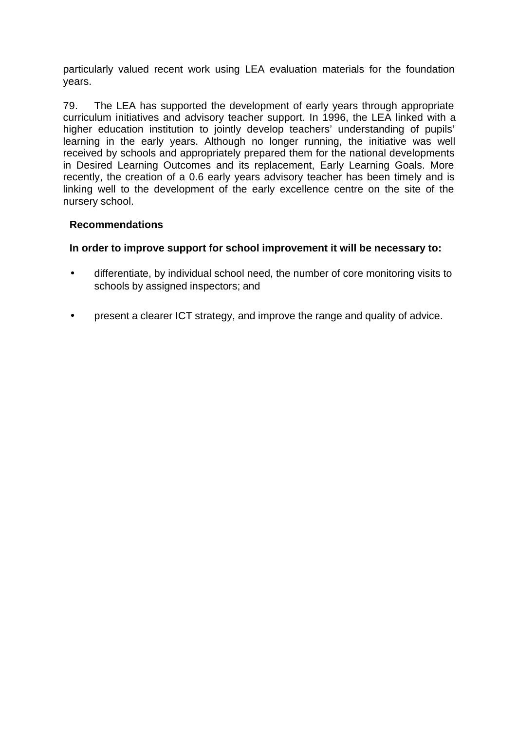particularly valued recent work using LEA evaluation materials for the foundation years.

79. The LEA has supported the development of early years through appropriate curriculum initiatives and advisory teacher support. In 1996, the LEA linked with a higher education institution to jointly develop teachers' understanding of pupils' learning in the early years. Although no longer running, the initiative was well received by schools and appropriately prepared them for the national developments in Desired Learning Outcomes and its replacement, Early Learning Goals. More recently, the creation of a 0.6 early years advisory teacher has been timely and is linking well to the development of the early excellence centre on the site of the nursery school.

**Recommendations**

**In order to improve support for school improvement it will be necessary to:**

- differentiate, by individual school need, the number of core monitoring visits to schools by assigned inspectors; and

- present a clearer ICT strategy, and improve the range and quality of advice.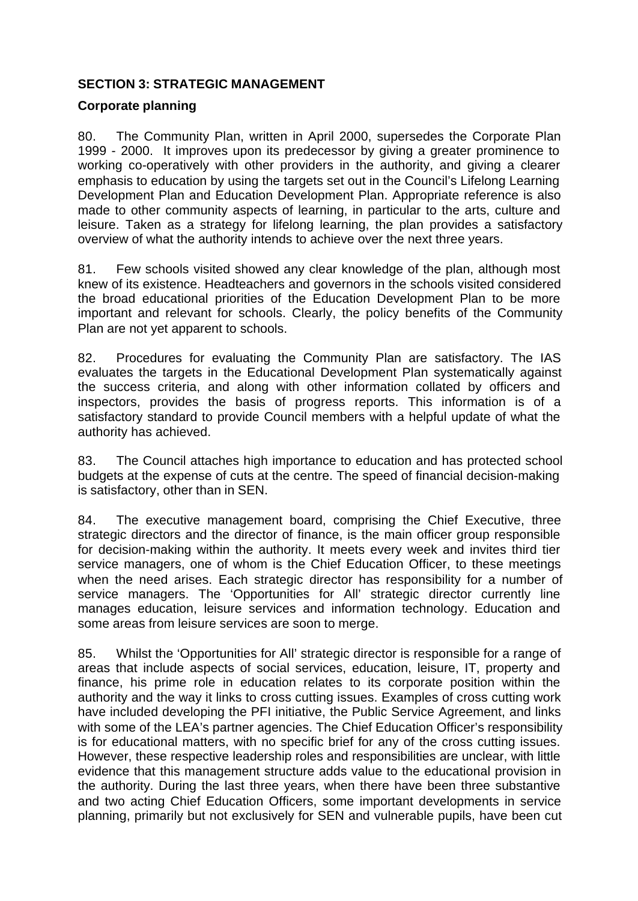## SECTION 3: STRATEGIC MANAGEMENT

### Corporate planning

80. The Community Plan, written in April 2000, supersedes the Corporate Plan 1999 - 2000. It improves upon its predecessor by giving a greater prominence to working co-operatively with other providers in the authority, and giving a clearer emphasis to education by using the targets set out in the Council's Lifelong Learning Development Plan and Education Development Plan. Appropriate reference is also made to other community aspects of learning, in particular to the arts, culture and leisure. Taken as a strategy for lifelong learning, the plan provides a satisfactory overview of what the authority intends to achieve over the next three years.

81. Few schools visited showed any clear knowledge of the plan, although most knew of its existence. Headteachers and governors in the schools visited considered the broad educational priorities of the Education Development Plan to be more important and relevant for schools. Clearly, the policy benefits of the Community Plan are not yet apparent to schools.

82. Procedures for evaluating the Community Plan are satisfactory. The IAS evaluates the targets in the Educational Development Plan systematically against the success criteria, and along with other information collated by officers and inspectors, provides the basis of progress reports. This information is of a satisfactory standard to provide Council members with a helpful update of what the authority has achieved.

83. The Council attaches high importance to education and has protected school budgets at the expense of cuts at the centre. The speed of financial decision-making is satisfactory, other than in SEN.

84. The executive management board, comprising the Chief Executive, three strategic directors and the director of finance, is the main officer group responsible for decision-making within the authority. It meets every week and invites third tier service managers, one of whom is the Chief Education Officer, to these meetings when the need arises. Each strategic director has responsibility for a number of service managers. The 'Opportunities for All' strategic director currently line manages education, leisure services and information technology. Education and some areas from leisure services are soon to merge.

85. Whilst the 'Opportunities for All' strategic director is responsible for a range of areas that include aspects of social services, education, leisure, IT, property and finance, his prime role in education relates to its corporate position within the authority and the way it links to cross cutting issues. Examples of cross cutting work have included developing the PFI initiative, the Public Service Agreement, and links with some of the LEA's partner agencies. The Chief Education Officer's responsibility is for educational matters, with no specific brief for any of the cross cutting issues. However, these respective leadership roles and responsibilities are unclear, with little evidence that this management structure adds value to the educational provision in the authority. During the last three years, when there have been three substantive and two acting Chief Education Officers, some important developments in service planning, primarily but not exclusively for SEN and vulnerable pupils, have been cut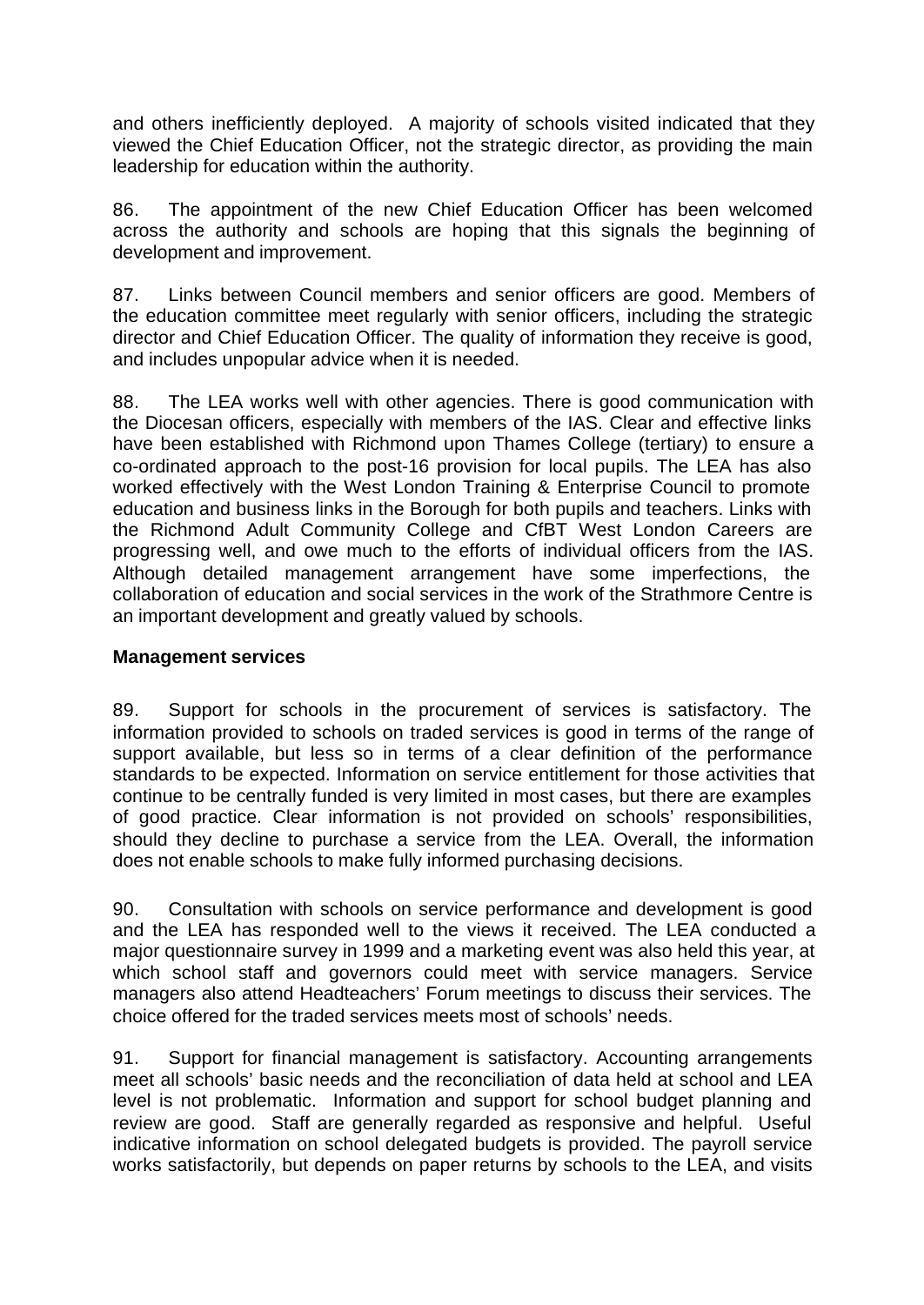and others inefficiently deployed. A majority of schools visited indicated that they viewed the Chief Education Officer, not the strategic director, as providing the main leadership for education within the authority.

86. The appointment of the new Chief Education Officer has been welcomed across the authority and schools are hoping that this signals the beginning of development and improvement.

87. Links between Council members and senior officers are good. Members of the education committee meet regularly with senior officers, including the strategic director and Chief Education Officer. The quality of information they receive is good, and includes unpopular advice when it is needed.

88. The LEA works well with other agencies. There is good communication with the Diocesan officers, especially with members of the IAS. Clear and effective links have been established with Richmond upon Thames College (tertiary) to ensure a co-ordinated approach to the post-16 provision for local pupils. The LEA has also worked effectively with the West London Training & Enterprise Council to promote education and business links in the Borough for both pupils and teachers. Links with the Richmond Adult Community College and CfBT West London Careers are progressing well, and owe much to the efforts of individual officers from the IAS. Although detailed management arrangement have some imperfections, the collaboration of education and social services in the work of the Strathmore Centre is an important development and greatly valued by schools.

**Management services**

89. Support for schools in the procurement of services is satisfactory. The information provided to schools on traded services is good in terms of the range of support available, but less so in terms of a clear definition of the performance standards to be expected. Information on service entitlement for those activities that continue to be centrally funded is very limited in most cases, but there are examples of good practice. Clear information is not provided on schools' responsibilities, should they decline to purchase a service from the LEA. Overall, the information does not enable schools to make fully informed purchasing decisions.

90. Consultation with schools on service performance and development is good and the LEA has responded well to the views it received. The LEA conducted a major questionnaire survey in 1999 and a marketing event was also held this year, at which school staff and governors could meet with service managers. Service managers also attend Headteachers' Forum meetings to discuss their services. The choice offered for the traded services meets most of schools' needs.

91. Support for financial management is satisfactory. Accounting arrangements meet all schools' basic needs and the reconciliation of data held at school and LEA level is not problematic. Information and support for school budget planning and review are good. Staff are generally regarded as responsive and helpful. Useful indicative information on school delegated budgets is provided. The payroll service works satisfactorily, but depends on paper returns by schools to the LEA, and visits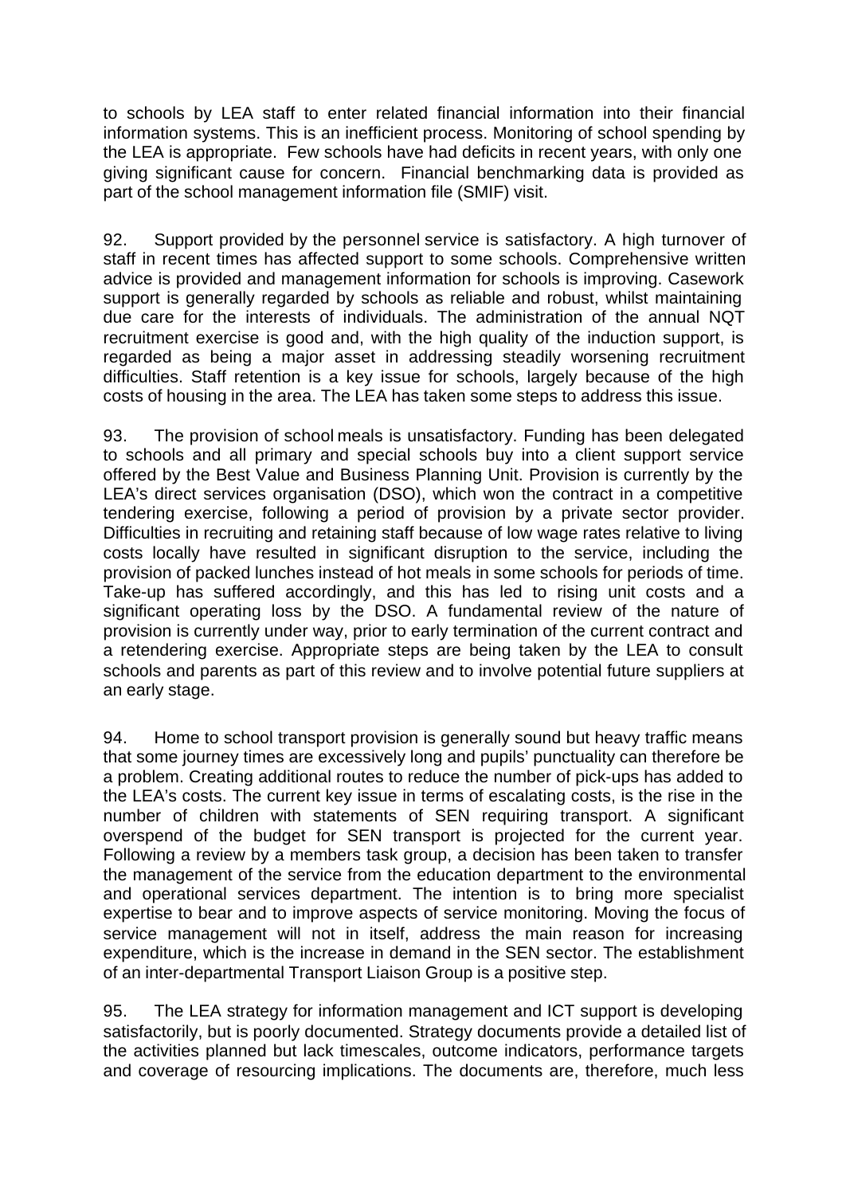to schools by LEA staff to enter related financial information into their financial information systems. This is an inefficient process. Monitoring of school spending by the LEA is appropriate. Few schools have had deficits in recent years, with only one giving significant cause for concern. Financial benchmarking data is provided as part of the school management information file (SMIF) visit.

92. Support provided by the personnel service is satisfactory. A high turnover of staff in recent times has affected support to some schools. Comprehensive written advice is provided and management information for schools is improving. Casework support is generally regarded by schools as reliable and robust, whilst maintaining due care for the interests of individuals. The administration of the annual NQT recruitment exercise is good and, with the high quality of the induction support, is regarded as being a major asset in addressing steadily worsening recruitment difficulties. Staff retention is a key issue for schools, largely because of the high costs of housing in the area. The LEA has taken some steps to address this issue.

93. The provision of school meals is unsatisfactory. Funding has been delegated to schools and all primary and special schools buy into a client support service offered by the Best Value and Business Planning Unit. Provision is currently by the LEA's direct services organisation (DSO), which won the contract in a competitive tendering exercise, following a period of provision by a private sector provider. Difficulties in recruiting and retaining staff because of low wage rates relative to living costs locally have resulted in significant disruption to the service, including the provision of packed lunches instead of hot meals in some schools for periods of time. Take-up has suffered accordingly, and this has led to rising unit costs and a significant operating loss by the DSO. A fundamental review of the nature of provision is currently under way, prior to early termination of the current contract and a retendering exercise. Appropriate steps are being taken by the LEA to consult schools and parents as part of this review and to involve potential future suppliers at an early stage.

94. Home to school transport provision is generally sound but heavy traffic means that some journey times are excessively long and pupils' punctuality can therefore be a problem. Creating additional routes to reduce the number of pick-ups has added to the LEA's costs. The current key issue in terms of escalating costs, is the rise in the number of children with statements of SEN requiring transport. A significant overspend of the budget for SEN transport is projected for the current year. Following a review by a members task group, a decision has been taken to transfer the management of the service from the education department to the environmental and operational services department. The intention is to bring more specialist expertise to bear and to improve aspects of service monitoring. Moving the focus of service management will not in itself, address the main reason for increasing expenditure, which is the increase in demand in the SEN sector. The establishment of an inter-departmental Transport Liaison Group is a positive step.

95. The LEA strategy for information management and ICT support is developing satisfactorily, but is poorly documented. Strategy documents provide a detailed list of the activities planned but lack timescales, outcome indicators, performance targets and coverage of resourcing implications. The documents are, therefore, much less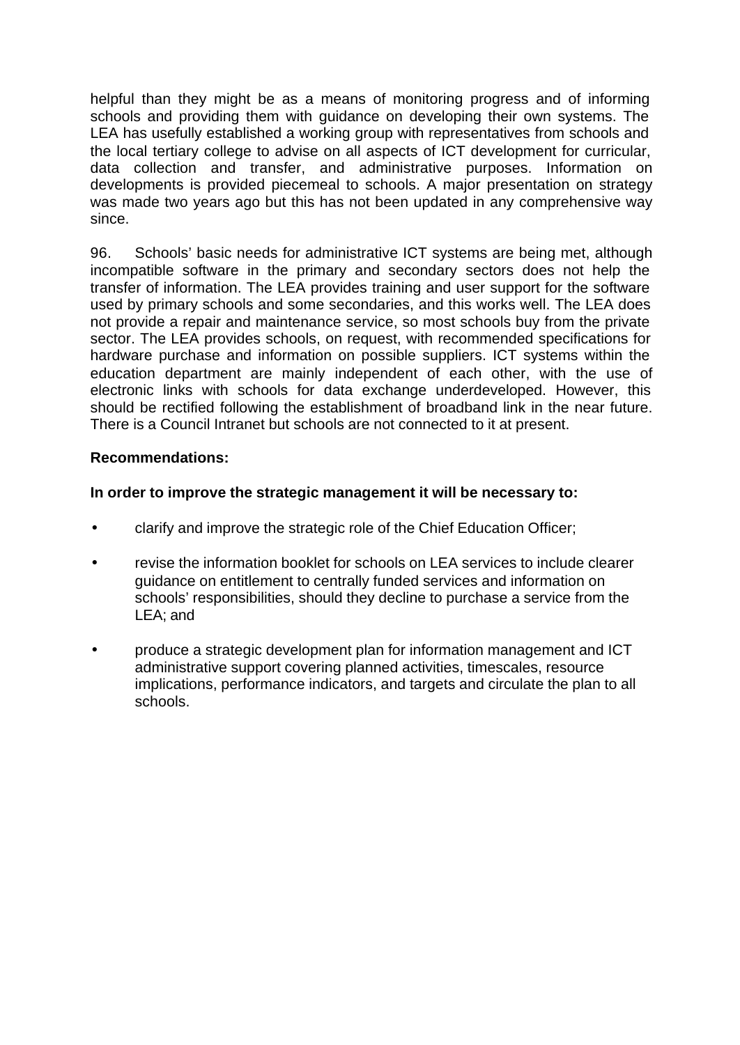helpful than they might be as a means of monitoring progress and of informing schools and providing them with guidance on developing their own systems. The LEA has usefully established a working group with representatives from schools and the local tertiary college to advise on all aspects of ICT development for curricular, data collection and transfer, and administrative purposes. Information on developments is provided piecemeal to schools. A major presentation on strategy was made two years ago but this has not been updated in any comprehensive way since.

96. Schools' basic needs for administrative ICT systems are being met, although incompatible software in the primary and secondary sectors does not help the transfer of information. The LEA provides training and user support for the software used by primary schools and some secondaries, and this works well. The LEA does not provide a repair and maintenance service, so most schools buy from the private sector. The LEA provides schools, on request, with recommended specifications for hardware purchase and information on possible suppliers. ICT systems within the education department are mainly independent of each other, with the use of electronic links with schools for data exchange underdeveloped. However, this should be rectified following the establishment of broadband link in the near future. There is a Council Intranet but schools are not connected to it at present.

**Recommendations:**

**In order to improve the strategic management it will be necessary to:**

- clarify and improve the strategic role of the Chief Education Officer;
- revise the information booklet for schools on LEA services to include clearer guidance on entitlement to centrally funded services and information on schools' responsibilities, should they decline to purchase a service from the LEA; and
- produce a strategic development plan for information management and ICT administrative support covering planned activities, timescales, resource implications, performance indicators, and targets and circulate the plan to all schools.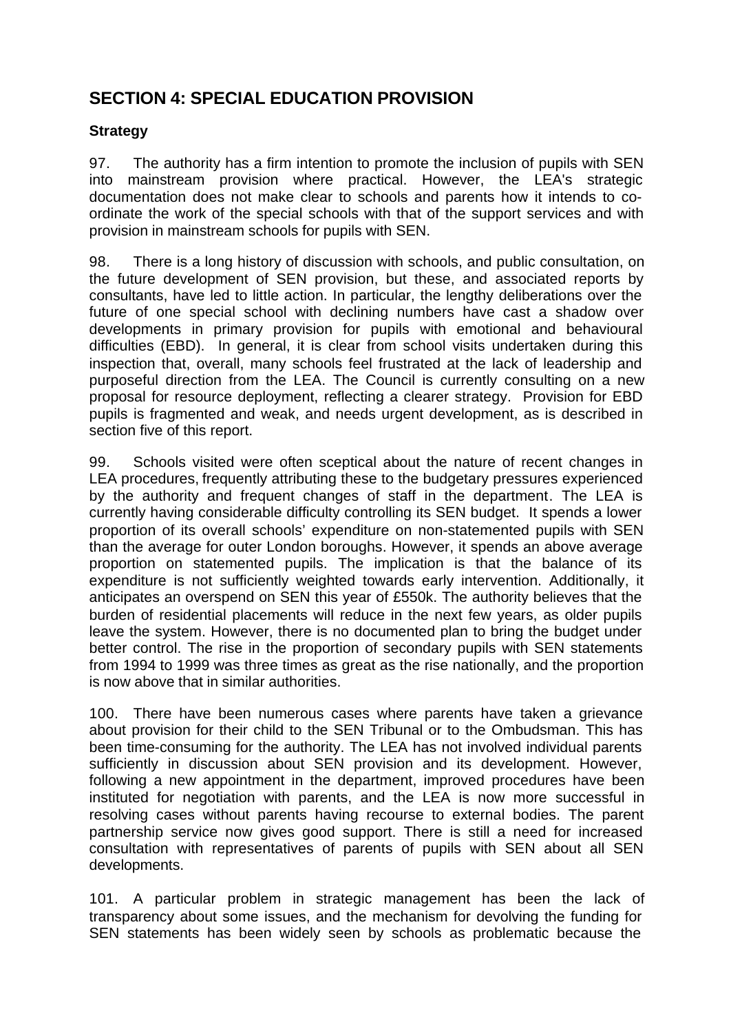## SECTION 4: SPECIAL EDUCATION PROVISION

### Strategy

97. The authority has a firm intention to promote the inclusion of pupils with SEN into mainstream provision where practical. However, the LEA's strategic documentation does not make clear to schools and parents how it intends to co-ordinate the work of the special schools with that of the support services and with provision in mainstream schools for pupils with SEN.

98. There is a long history of discussion with schools, and public consultation, on the future development of SEN provision, but these, and associated reports by consultants, have led to little action. In particular, the lengthy deliberations over the future of one special school with declining numbers have cast a shadow over developments in primary provision for pupils with emotional and behavioural difficulties (EBD). In general, it is clear from school visits undertaken during this inspection that, overall, many schools feel frustrated at the lack of leadership and purposeful direction from the LEA. The Council is currently consulting on a new proposal for resource deployment, reflecting a clearer strategy. Provision for EBD pupils is fragmented and weak, and needs urgent development, as is described in section five of this report.

99. Schools visited were often sceptical about the nature of recent changes in LEA procedures, frequently attributing these to the budgetary pressures experienced by the authority and frequent changes of staff in the department. The LEA is currently having considerable difficulty controlling its SEN budget. It spends a lower proportion of its overall schools' expenditure on non-statemented pupils with SEN than the average for outer London boroughs. However, it spends an above average proportion on statemented pupils. The implication is that the balance of its expenditure is not sufficiently weighted towards early intervention. Additionally, it anticipates an overspend on SEN this year of £550k. The authority believes that the burden of residential placements will reduce in the next few years, as older pupils leave the system. However, there is no documented plan to bring the budget under better control. The rise in the proportion of secondary pupils with SEN statements from 1994 to 1999 was three times as great as the rise nationally, and the proportion is now above that in similar authorities.

100. There have been numerous cases where parents have taken a grievance about provision for their child to the SEN Tribunal or to the Ombudsman. This has been time-consuming for the authority. The LEA has not involved individual parents sufficiently in discussion about SEN provision and its development. However, following a new appointment in the department, improved procedures have been instituted for negotiation with parents, and the LEA is now more successful in resolving cases without parents having recourse to external bodies. The parent partnership service now gives good support. There is still a need for increased consultation with representatives of parents of pupils with SEN about all SEN developments.

101. A particular problem in strategic management has been the lack of transparency about some issues, and the mechanism for devolving the funding for SEN statements has been widely seen by schools as problematic because the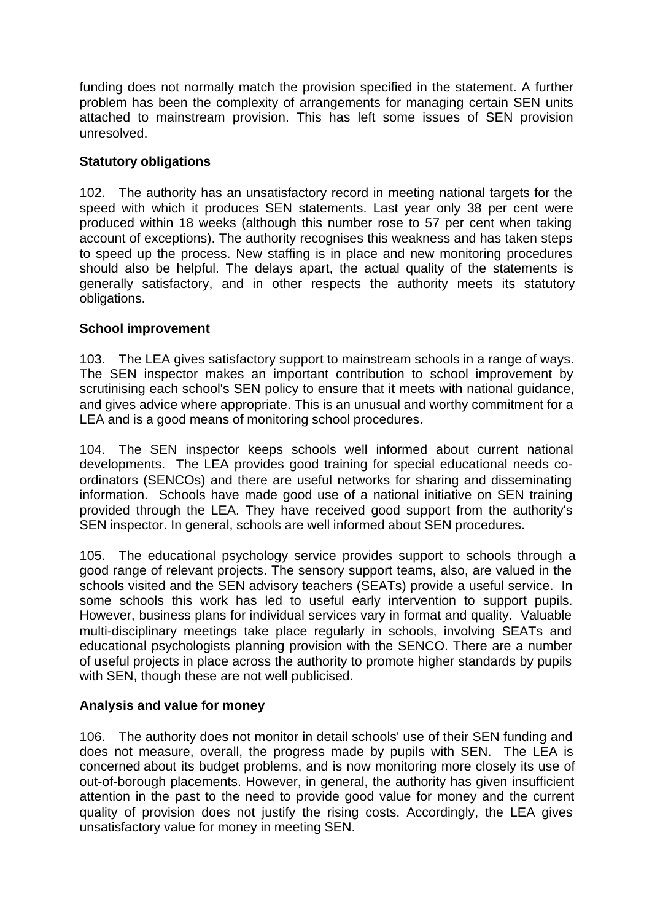funding does not normally match the provision specified in the statement. A further problem has been the complexity of arrangements for managing certain SEN units attached to mainstream provision. This has left some issues of SEN provision unresolved.

### Statutory obligations

102. The authority has an unsatisfactory record in meeting national targets for the speed with which it produces SEN statements. Last year only 38 per cent were produced within 18 weeks (although this number rose to 57 per cent when taking account of exceptions). The authority recognises this weakness and has taken steps to speed up the process. New staffing is in place and new monitoring procedures should also be helpful. The delays apart, the actual quality of the statements is generally satisfactory, and in other respects the authority meets its statutory obligations.

### School improvement

103. The LEA gives satisfactory support to mainstream schools in a range of ways. The SEN inspector makes an important contribution to school improvement by scrutinising each school's SEN policy to ensure that it meets with national guidance, and gives advice where appropriate. This is an unusual and worthy commitment for a LEA and is a good means of monitoring school procedures.

104. The SEN inspector keeps schools well informed about current national developments. The LEA provides good training for special educational needs co-ordinators (SENCOs) and there are useful networks for sharing and disseminating information. Schools have made good use of a national initiative on SEN training provided through the LEA. They have received good support from the authority's SEN inspector. In general, schools are well informed about SEN procedures.

105. The educational psychology service provides support to schools through a good range of relevant projects. The sensory support teams, also, are valued in the schools visited and the SEN advisory teachers (SEATs) provide a useful service. In some schools this work has led to useful early intervention to support pupils. However, business plans for individual services vary in format and quality. Valuable multi-disciplinary meetings take place regularly in schools, involving SEATs and educational psychologists planning provision with the SENCO. There are a number of useful projects in place across the authority to promote higher standards by pupils with SEN, though these are not well publicised.

### Analysis and value for money

106. The authority does not monitor in detail schools' use of their SEN funding and does not measure, overall, the progress made by pupils with SEN. The LEA is concerned about its budget problems, and is now monitoring more closely its use of out-of-borough placements. However, in general, the authority has given insufficient attention in the past to the need to provide good value for money and the current quality of provision does not justify the rising costs. Accordingly, the LEA gives unsatisfactory value for money in meeting SEN.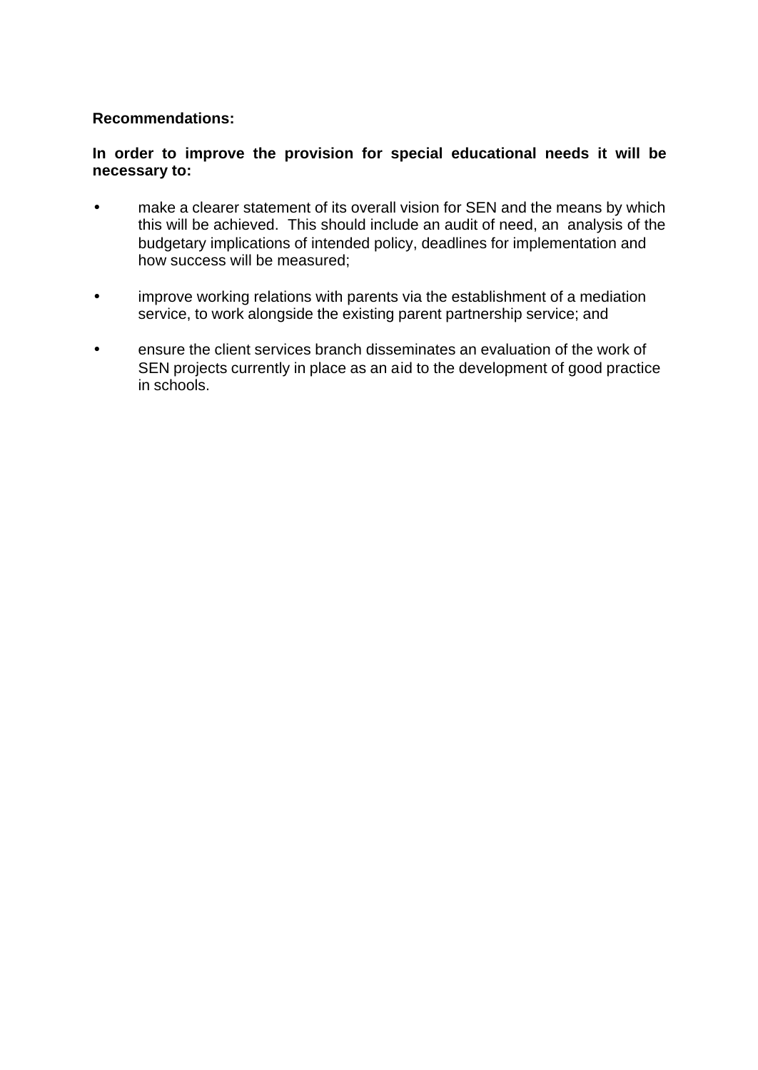**Recommendations:**

**In order to improve the provision for special educational needs it will be necessary to:**

- make a clearer statement of its overall vision for SEN and the means by which this will be achieved. This should include an audit of need, an analysis of the budgetary implications of intended policy, deadlines for implementation and how success will be measured;

- improve working relations with parents via the establishment of a mediation service, to work alongside the existing parent partnership service; and

- ensure the client services branch disseminates an evaluation of the work of SEN projects currently in place as an aid to the development of good practice in schools.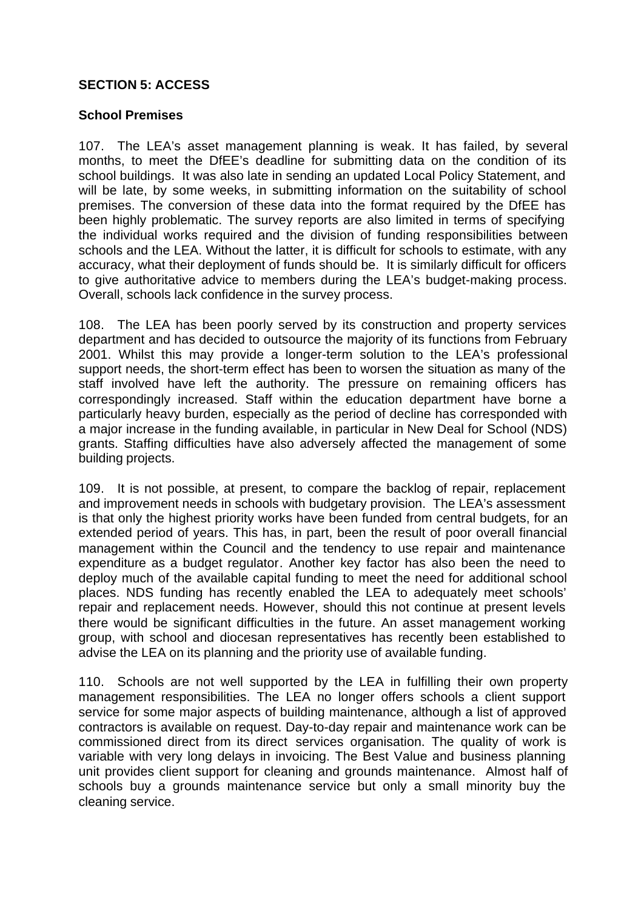## SECTION 5: ACCESS

### School Premises

107. The LEA's asset management planning is weak. It has failed, by several months, to meet the DfEE's deadline for submitting data on the condition of its school buildings. It was also late in sending an updated Local Policy Statement, and will be late, by some weeks, in submitting information on the suitability of school premises. The conversion of these data into the format required by the DfEE has been highly problematic. The survey reports are also limited in terms of specifying the individual works required and the division of funding responsibilities between schools and the LEA. Without the latter, it is difficult for schools to estimate, with any accuracy, what their deployment of funds should be. It is similarly difficult for officers to give authoritative advice to members during the LEA's budget-making process. Overall, schools lack confidence in the survey process.

108. The LEA has been poorly served by its construction and property services department and has decided to outsource the majority of its functions from February 2001. Whilst this may provide a longer-term solution to the LEA's professional support needs, the short-term effect has been to worsen the situation as many of the staff involved have left the authority. The pressure on remaining officers has correspondingly increased. Staff within the education department have borne a particularly heavy burden, especially as the period of decline has corresponded with a major increase in the funding available, in particular in New Deal for School (NDS) grants. Staffing difficulties have also adversely affected the management of some building projects.

109. It is not possible, at present, to compare the backlog of repair, replacement and improvement needs in schools with budgetary provision. The LEA's assessment is that only the highest priority works have been funded from central budgets, for an extended period of years. This has, in part, been the result of poor overall financial management within the Council and the tendency to use repair and maintenance expenditure as a budget regulator. Another key factor has also been the need to deploy much of the available capital funding to meet the need for additional school places. NDS funding has recently enabled the LEA to adequately meet schools' repair and replacement needs. However, should this not continue at present levels there would be significant difficulties in the future. An asset management working group, with school and diocesan representatives has recently been established to advise the LEA on its planning and the priority use of available funding.

110. Schools are not well supported by the LEA in fulfilling their own property management responsibilities. The LEA no longer offers schools a client support service for some major aspects of building maintenance, although a list of approved contractors is available on request. Day-to-day repair and maintenance work can be commissioned direct from its direct services organisation. The quality of work is variable with very long delays in invoicing. The Best Value and business planning unit provides client support for cleaning and grounds maintenance. Almost half of schools buy a grounds maintenance service but only a small minority buy the cleaning service.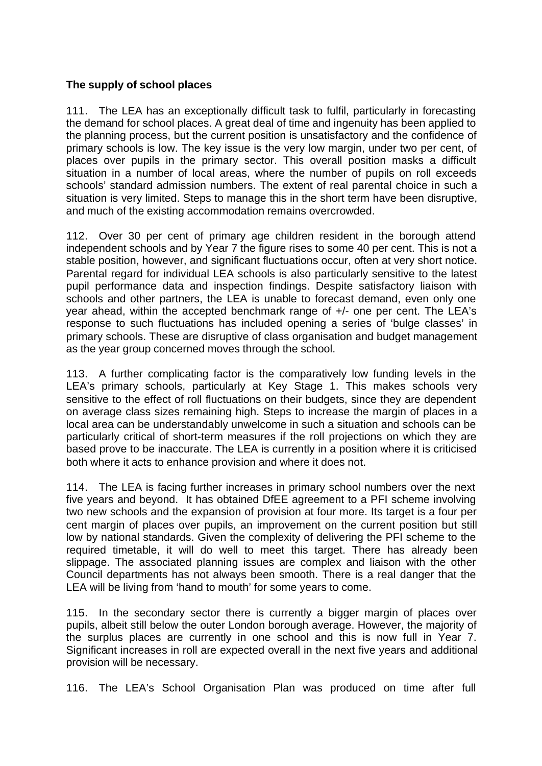**The supply of school places**

111. The LEA has an exceptionally difficult task to fulfil, particularly in forecasting the demand for school places. A great deal of time and ingenuity has been applied to the planning process, but the current position is unsatisfactory and the confidence of primary schools is low. The key issue is the very low margin, under two per cent, of places over pupils in the primary sector. This overall position masks a difficult situation in a number of local areas, where the number of pupils on roll exceeds schools' standard admission numbers. The extent of real parental choice in such a situation is very limited. Steps to manage this in the short term have been disruptive, and much of the existing accommodation remains overcrowded.

112. Over 30 per cent of primary age children resident in the borough attend independent schools and by Year 7 the figure rises to some 40 per cent. This is not a stable position, however, and significant fluctuations occur, often at very short notice. Parental regard for individual LEA schools is also particularly sensitive to the latest pupil performance data and inspection findings. Despite satisfactory liaison with schools and other partners, the LEA is unable to forecast demand, even only one year ahead, within the accepted benchmark range of +/- one per cent. The LEA's response to such fluctuations has included opening a series of 'bulge classes' in primary schools. These are disruptive of class organisation and budget management as the year group concerned moves through the school.

113. A further complicating factor is the comparatively low funding levels in the LEA's primary schools, particularly at Key Stage 1. This makes schools very sensitive to the effect of roll fluctuations on their budgets, since they are dependent on average class sizes remaining high. Steps to increase the margin of places in a local area can be understandably unwelcome in such a situation and schools can be particularly critical of short-term measures if the roll projections on which they are based prove to be inaccurate. The LEA is currently in a position where it is criticised both where it acts to enhance provision and where it does not.

114. The LEA is facing further increases in primary school numbers over the next five years and beyond. It has obtained DfEE agreement to a PFI scheme involving two new schools and the expansion of provision at four more. Its target is a four per cent margin of places over pupils, an improvement on the current position but still low by national standards. Given the complexity of delivering the PFI scheme to the required timetable, it will do well to meet this target. There has already been slippage. The associated planning issues are complex and liaison with the other Council departments has not always been smooth. There is a real danger that the LEA will be living from 'hand to mouth' for some years to come.

115. In the secondary sector there is currently a bigger margin of places over pupils, albeit still below the outer London borough average. However, the majority of the surplus places are currently in one school and this is now full in Year 7. Significant increases in roll are expected overall in the next five years and additional provision will be necessary.

116. The LEA's School Organisation Plan was produced on time after full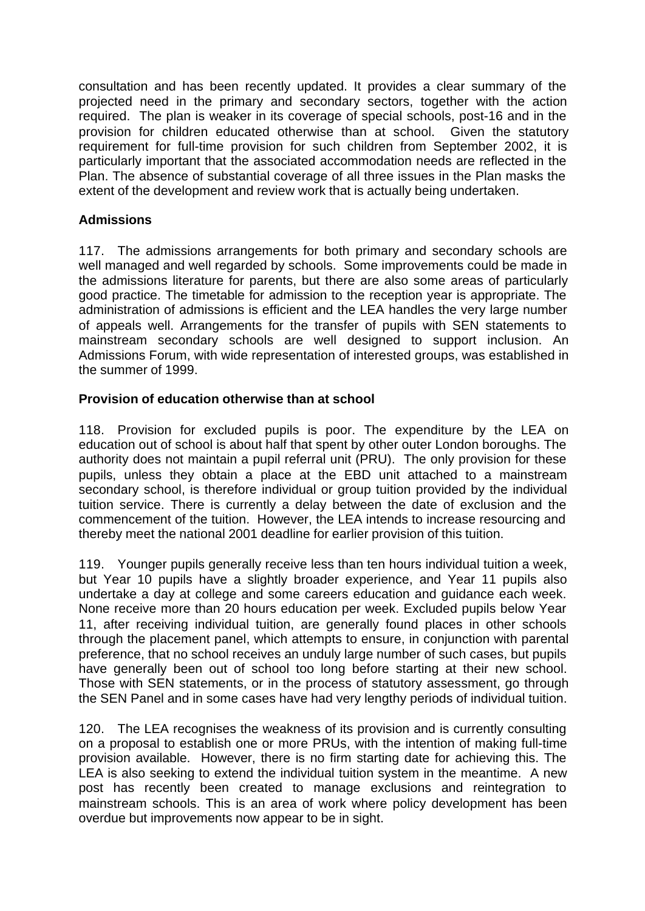consultation and has been recently updated. It provides a clear summary of the projected need in the primary and secondary sectors, together with the action required. The plan is weaker in its coverage of special schools, post-16 and in the provision for children educated otherwise than at school. Given the statutory requirement for full-time provision for such children from September 2002, it is particularly important that the associated accommodation needs are reflected in the Plan. The absence of substantial coverage of all three issues in the Plan masks the extent of the development and review work that is actually being undertaken.

**Admissions**

117. The admissions arrangements for both primary and secondary schools are well managed and well regarded by schools. Some improvements could be made in the admissions literature for parents, but there are also some areas of particularly good practice. The timetable for admission to the reception year is appropriate. The administration of admissions is efficient and the LEA handles the very large number of appeals well. Arrangements for the transfer of pupils with SEN statements to mainstream secondary schools are well designed to support inclusion. An Admissions Forum, with wide representation of interested groups, was established in the summer of 1999.

**Provision of education otherwise than at school**

118. Provision for excluded pupils is poor. The expenditure by the LEA on education out of school is about half that spent by other outer London boroughs. The authority does not maintain a pupil referral unit (PRU). The only provision for these pupils, unless they obtain a place at the EBD unit attached to a mainstream secondary school, is therefore individual or group tuition provided by the individual tuition service. There is currently a delay between the date of exclusion and the commencement of the tuition. However, the LEA intends to increase resourcing and thereby meet the national 2001 deadline for earlier provision of this tuition.

119. Younger pupils generally receive less than ten hours individual tuition a week, but Year 10 pupils have a slightly broader experience, and Year 11 pupils also undertake a day at college and some careers education and guidance each week. None receive more than 20 hours education per week. Excluded pupils below Year 11, after receiving individual tuition, are generally found places in other schools through the placement panel, which attempts to ensure, in conjunction with parental preference, that no school receives an unduly large number of such cases, but pupils have generally been out of school too long before starting at their new school. Those with SEN statements, or in the process of statutory assessment, go through the SEN Panel and in some cases have had very lengthy periods of individual tuition.

120. The LEA recognises the weakness of its provision and is currently consulting on a proposal to establish one or more PRUs, with the intention of making full-time provision available. However, there is no firm starting date for achieving this. The LEA is also seeking to extend the individual tuition system in the meantime. A new post has recently been created to manage exclusions and reintegration to mainstream schools. This is an area of work where policy development has been overdue but improvements now appear to be in sight.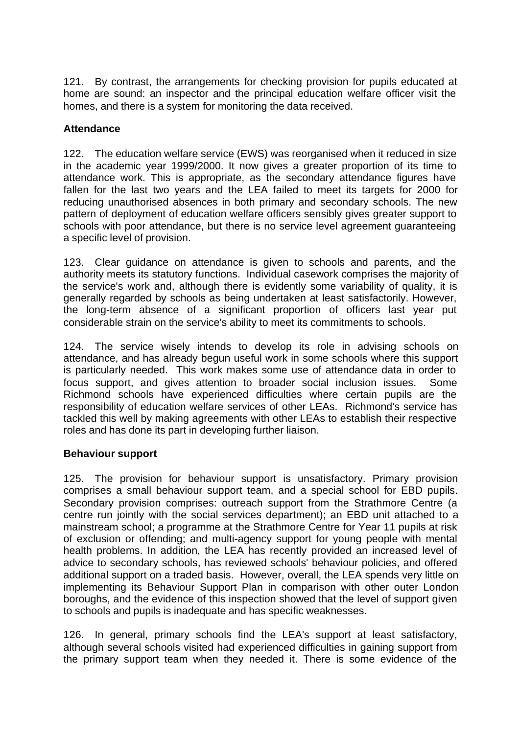121. By contrast, the arrangements for checking provision for pupils educated at home are sound: an inspector and the principal education welfare officer visit the homes, and there is a system for monitoring the data received.

**Attendance**

122. The education welfare service (EWS) was reorganised when it reduced in size in the academic year 1999/2000. It now gives a greater proportion of its time to attendance work. This is appropriate, as the secondary attendance figures have fallen for the last two years and the LEA failed to meet its targets for 2000 for reducing unauthorised absences in both primary and secondary schools. The new pattern of deployment of education welfare officers sensibly gives greater support to schools with poor attendance, but there is no service level agreement guaranteeing a specific level of provision.

123. Clear guidance on attendance is given to schools and parents, and the authority meets its statutory functions. Individual casework comprises the majority of the service's work and, although there is evidently some variability of quality, it is generally regarded by schools as being undertaken at least satisfactorily. However, the long-term absence of a significant proportion of officers last year put considerable strain on the service's ability to meet its commitments to schools.

124. The service wisely intends to develop its role in advising schools on attendance, and has already begun useful work in some schools where this support is particularly needed. This work makes some use of attendance data in order to focus support, and gives attention to broader social inclusion issues. Some Richmond schools have experienced difficulties where certain pupils are the responsibility of education welfare services of other LEAs. Richmond's service has tackled this well by making agreements with other LEAs to establish their respective roles and has done its part in developing further liaison.

**Behaviour support**

125. The provision for behaviour support is unsatisfactory. Primary provision comprises a small behaviour support team, and a special school for EBD pupils. Secondary provision comprises: outreach support from the Strathmore Centre (a centre run jointly with the social services department); an EBD unit attached to a mainstream school; a programme at the Strathmore Centre for Year 11 pupils at risk of exclusion or offending; and multi-agency support for young people with mental health problems. In addition, the LEA has recently provided an increased level of advice to secondary schools, has reviewed schools' behaviour policies, and offered additional support on a traded basis. However, overall, the LEA spends very little on implementing its Behaviour Support Plan in comparison with other outer London boroughs, and the evidence of this inspection showed that the level of support given to schools and pupils is inadequate and has specific weaknesses.

126. In general, primary schools find the LEA's support at least satisfactory, although several schools visited had experienced difficulties in gaining support from the primary support team when they needed it. There is some evidence of the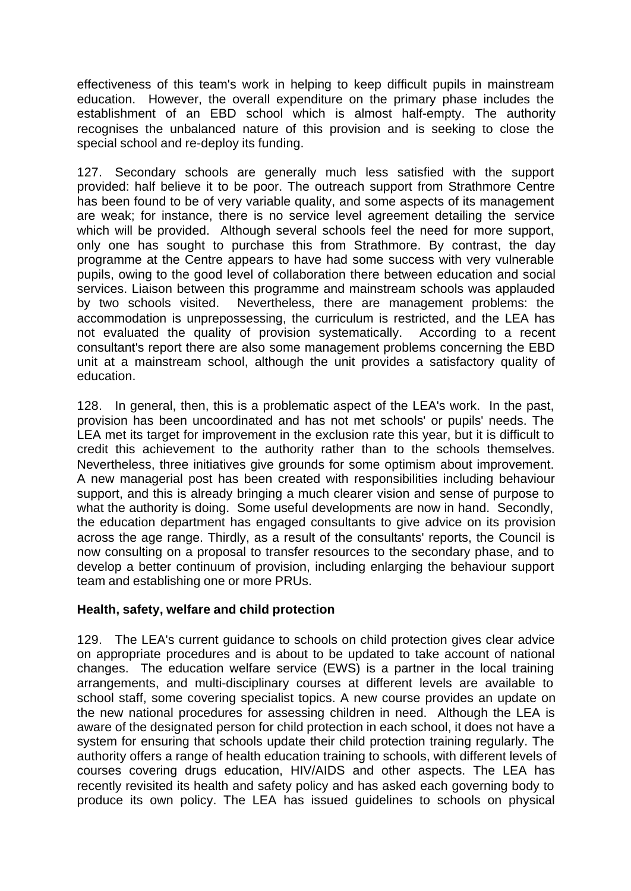effectiveness of this team's work in helping to keep difficult pupils in mainstream education. However, the overall expenditure on the primary phase includes the establishment of an EBD school which is almost half-empty. The authority recognises the unbalanced nature of this provision and is seeking to close the special school and re-deploy its funding.

127. Secondary schools are generally much less satisfied with the support provided: half believe it to be poor. The outreach support from Strathmore Centre has been found to be of very variable quality, and some aspects of its management are weak; for instance, there is no service level agreement detailing the service which will be provided. Although several schools feel the need for more support, only one has sought to purchase this from Strathmore. By contrast, the day programme at the Centre appears to have had some success with very vulnerable pupils, owing to the good level of collaboration there between education and social services. Liaison between this programme and mainstream schools was applauded by two schools visited. Nevertheless, there are management problems: the accommodation is unprepossessing, the curriculum is restricted, and the LEA has not evaluated the quality of provision systematically. According to a recent consultant's report there are also some management problems concerning the EBD unit at a mainstream school, although the unit provides a satisfactory quality of education.

128. In general, then, this is a problematic aspect of the LEA's work. In the past, provision has been uncoordinated and has not met schools' or pupils' needs. The LEA met its target for improvement in the exclusion rate this year, but it is difficult to credit this achievement to the authority rather than to the schools themselves. Nevertheless, three initiatives give grounds for some optimism about improvement. A new managerial post has been created with responsibilities including behaviour support, and this is already bringing a much clearer vision and sense of purpose to what the authority is doing. Some useful developments are now in hand. Secondly, the education department has engaged consultants to give advice on its provision across the age range. Thirdly, as a result of the consultants' reports, the Council is now consulting on a proposal to transfer resources to the secondary phase, and to develop a better continuum of provision, including enlarging the behaviour support team and establishing one or more PRUs.

**Health, safety, welfare and child protection**

129. The LEA's current guidance to schools on child protection gives clear advice on appropriate procedures and is about to be updated to take account of national changes. The education welfare service (EWS) is a partner in the local training arrangements, and multi-disciplinary courses at different levels are available to school staff, some covering specialist topics. A new course provides an update on the new national procedures for assessing children in need. Although the LEA is aware of the designated person for child protection in each school, it does not have a system for ensuring that schools update their child protection training regularly. The authority offers a range of health education training to schools, with different levels of courses covering drugs education, HIV/AIDS and other aspects. The LEA has recently revisited its health and safety policy and has asked each governing body to produce its own policy. The LEA has issued guidelines to schools on physical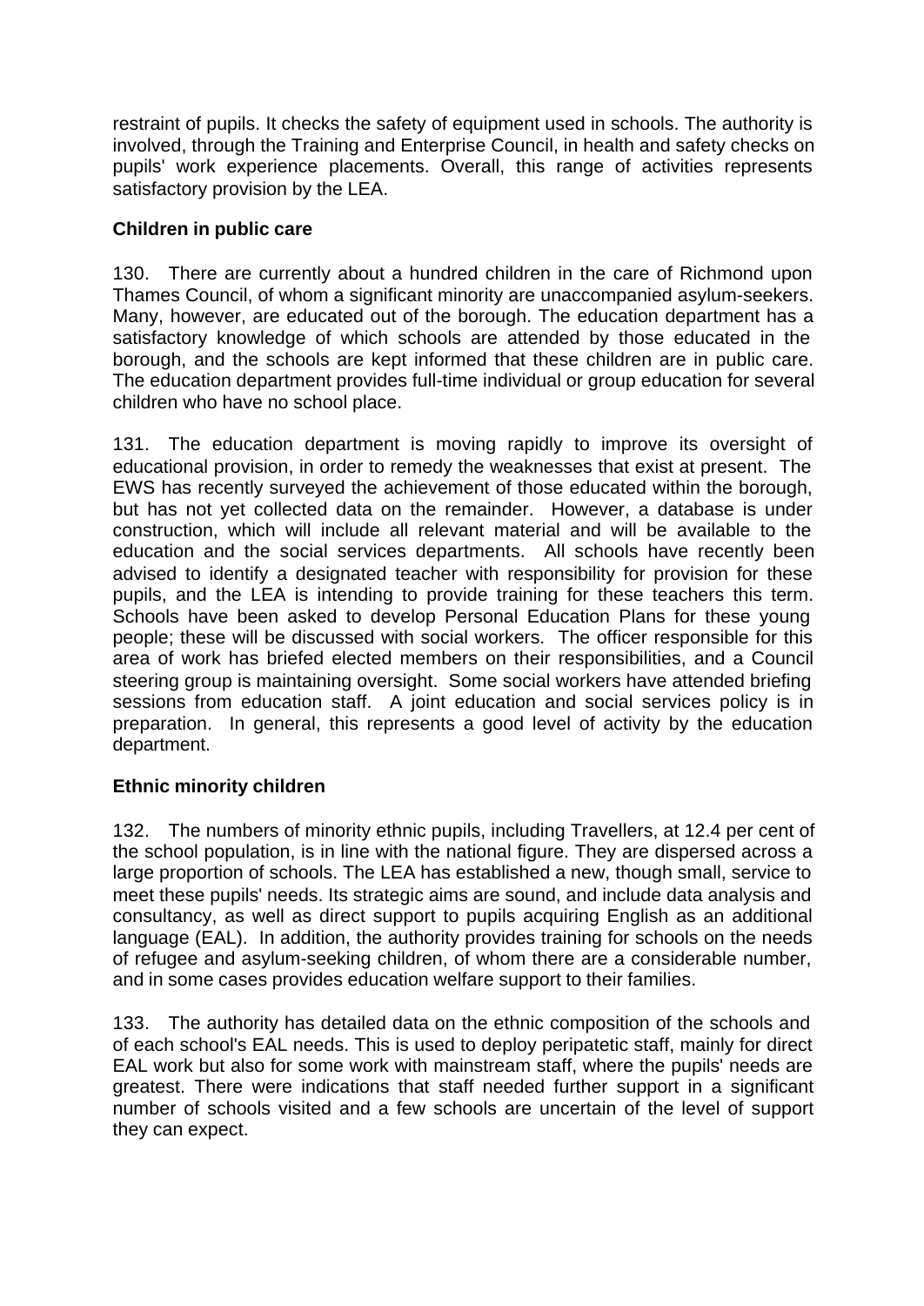restraint of pupils. It checks the safety of equipment used in schools. The authority is involved, through the Training and Enterprise Council, in health and safety checks on pupils' work experience placements. Overall, this range of activities represents satisfactory provision by the LEA.

**Children in public care**

130. There are currently about a hundred children in the care of Richmond upon Thames Council, of whom a significant minority are unaccompanied asylum-seekers. Many, however, are educated out of the borough. The education department has a satisfactory knowledge of which schools are attended by those educated in the borough, and the schools are kept informed that these children are in public care. The education department provides full-time individual or group education for several children who have no school place.

131. The education department is moving rapidly to improve its oversight of educational provision, in order to remedy the weaknesses that exist at present. The EWS has recently surveyed the achievement of those educated within the borough, but has not yet collected data on the remainder. However, a database is under construction, which will include all relevant material and will be available to the education and the social services departments. All schools have recently been advised to identify a designated teacher with responsibility for provision for these pupils, and the LEA is intending to provide training for these teachers this term. Schools have been asked to develop Personal Education Plans for these young people; these will be discussed with social workers. The officer responsible for this area of work has briefed elected members on their responsibilities, and a Council steering group is maintaining oversight. Some social workers have attended briefing sessions from education staff. A joint education and social services policy is in preparation. In general, this represents a good level of activity by the education department.

**Ethnic minority children**

132. The numbers of minority ethnic pupils, including Travellers, at 12.4 per cent of the school population, is in line with the national figure. They are dispersed across a large proportion of schools. The LEA has established a new, though small, service to meet these pupils' needs. Its strategic aims are sound, and include data analysis and consultancy, as well as direct support to pupils acquiring English as an additional language (EAL). In addition, the authority provides training for schools on the needs of refugee and asylum-seeking children, of whom there are a considerable number, and in some cases provides education welfare support to their families.

133. The authority has detailed data on the ethnic composition of the schools and of each school's EAL needs. This is used to deploy peripatetic staff, mainly for direct EAL work but also for some work with mainstream staff, where the pupils' needs are greatest. There were indications that staff needed further support in a significant number of schools visited and a few schools are uncertain of the level of support they can expect.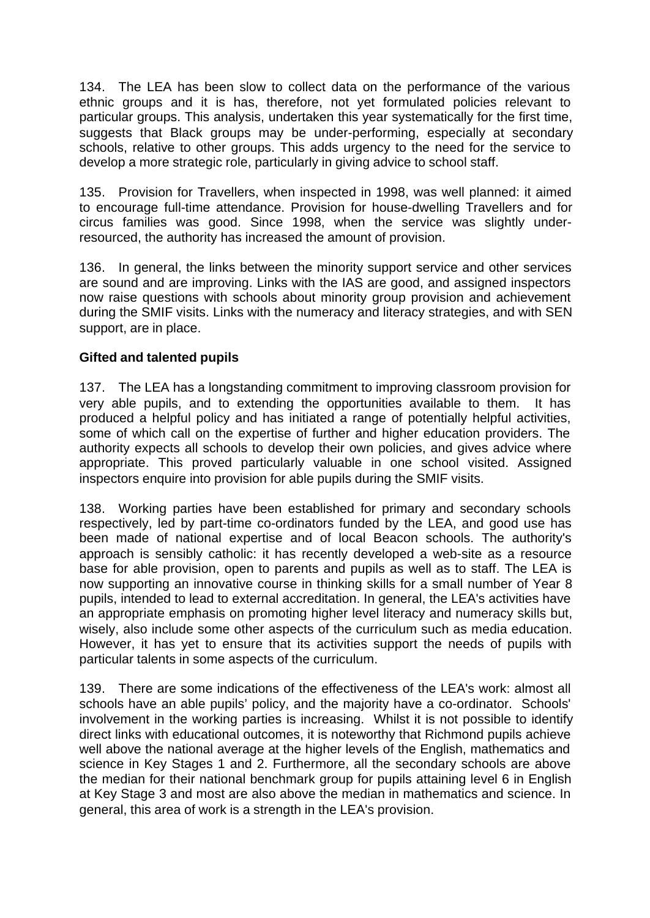134. The LEA has been slow to collect data on the performance of the various ethnic groups and it is has, therefore, not yet formulated policies relevant to particular groups. This analysis, undertaken this year systematically for the first time, suggests that Black groups may be under-performing, especially at secondary schools, relative to other groups. This adds urgency to the need for the service to develop a more strategic role, particularly in giving advice to school staff.

135. Provision for Travellers, when inspected in 1998, was well planned: it aimed to encourage full-time attendance. Provision for house-dwelling Travellers and for circus families was good. Since 1998, when the service was slightly under-resourced, the authority has increased the amount of provision.

136. In general, the links between the minority support service and other services are sound and are improving. Links with the IAS are good, and assigned inspectors now raise questions with schools about minority group provision and achievement during the SMIF visits. Links with the numeracy and literacy strategies, and with SEN support, are in place.

**Gifted and talented pupils**

137. The LEA has a longstanding commitment to improving classroom provision for very able pupils, and to extending the opportunities available to them. It has produced a helpful policy and has initiated a range of potentially helpful activities, some of which call on the expertise of further and higher education providers. The authority expects all schools to develop their own policies, and gives advice where appropriate. This proved particularly valuable in one school visited. Assigned inspectors enquire into provision for able pupils during the SMIF visits.

138. Working parties have been established for primary and secondary schools respectively, led by part-time co-ordinators funded by the LEA, and good use has been made of national expertise and of local Beacon schools. The authority's approach is sensibly catholic: it has recently developed a web-site as a resource base for able provision, open to parents and pupils as well as to staff. The LEA is now supporting an innovative course in thinking skills for a small number of Year 8 pupils, intended to lead to external accreditation. In general, the LEA's activities have an appropriate emphasis on promoting higher level literacy and numeracy skills but, wisely, also include some other aspects of the curriculum such as media education. However, it has yet to ensure that its activities support the needs of pupils with particular talents in some aspects of the curriculum.

139. There are some indications of the effectiveness of the LEA's work: almost all schools have an able pupils' policy, and the majority have a co-ordinator. Schools' involvement in the working parties is increasing. Whilst it is not possible to identify direct links with educational outcomes, it is noteworthy that Richmond pupils achieve well above the national average at the higher levels of the English, mathematics and science in Key Stages 1 and 2. Furthermore, all the secondary schools are above the median for their national benchmark group for pupils attaining level 6 in English at Key Stage 3 and most are also above the median in mathematics and science. In general, this area of work is a strength in the LEA's provision.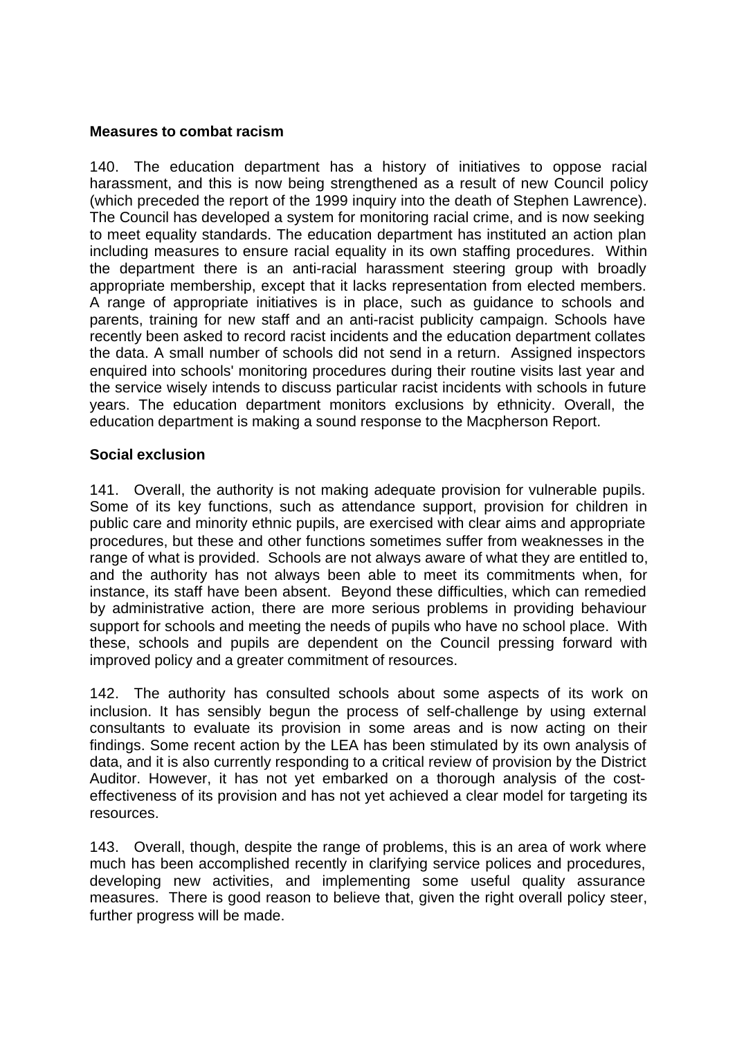**Measures to combat racism**

140. The education department has a history of initiatives to oppose racial harassment, and this is now being strengthened as a result of new Council policy (which preceded the report of the 1999 inquiry into the death of Stephen Lawrence). The Council has developed a system for monitoring racial crime, and is now seeking to meet equality standards. The education department has instituted an action plan including measures to ensure racial equality in its own staffing procedures. Within the department there is an anti-racial harassment steering group with broadly appropriate membership, except that it lacks representation from elected members. A range of appropriate initiatives is in place, such as guidance to schools and parents, training for new staff and an anti-racist publicity campaign. Schools have recently been asked to record racist incidents and the education department collates the data. A small number of schools did not send in a return. Assigned inspectors enquired into schools' monitoring procedures during their routine visits last year and the service wisely intends to discuss particular racist incidents with schools in future years. The education department monitors exclusions by ethnicity. Overall, the education department is making a sound response to the Macpherson Report.

**Social exclusion**

141. Overall, the authority is not making adequate provision for vulnerable pupils. Some of its key functions, such as attendance support, provision for children in public care and minority ethnic pupils, are exercised with clear aims and appropriate procedures, but these and other functions sometimes suffer from weaknesses in the range of what is provided. Schools are not always aware of what they are entitled to, and the authority has not always been able to meet its commitments when, for instance, its staff have been absent. Beyond these difficulties, which can remedied by administrative action, there are more serious problems in providing behaviour support for schools and meeting the needs of pupils who have no school place. With these, schools and pupils are dependent on the Council pressing forward with improved policy and a greater commitment of resources.

142. The authority has consulted schools about some aspects of its work on inclusion. It has sensibly begun the process of self-challenge by using external consultants to evaluate its provision in some areas and is now acting on their findings. Some recent action by the LEA has been stimulated by its own analysis of data, and it is also currently responding to a critical review of provision by the District Auditor. However, it has not yet embarked on a thorough analysis of the cost-effectiveness of its provision and has not yet achieved a clear model for targeting its resources.

143. Overall, though, despite the range of problems, this is an area of work where much has been accomplished recently in clarifying service polices and procedures, developing new activities, and implementing some useful quality assurance measures. There is good reason to believe that, given the right overall policy steer, further progress will be made.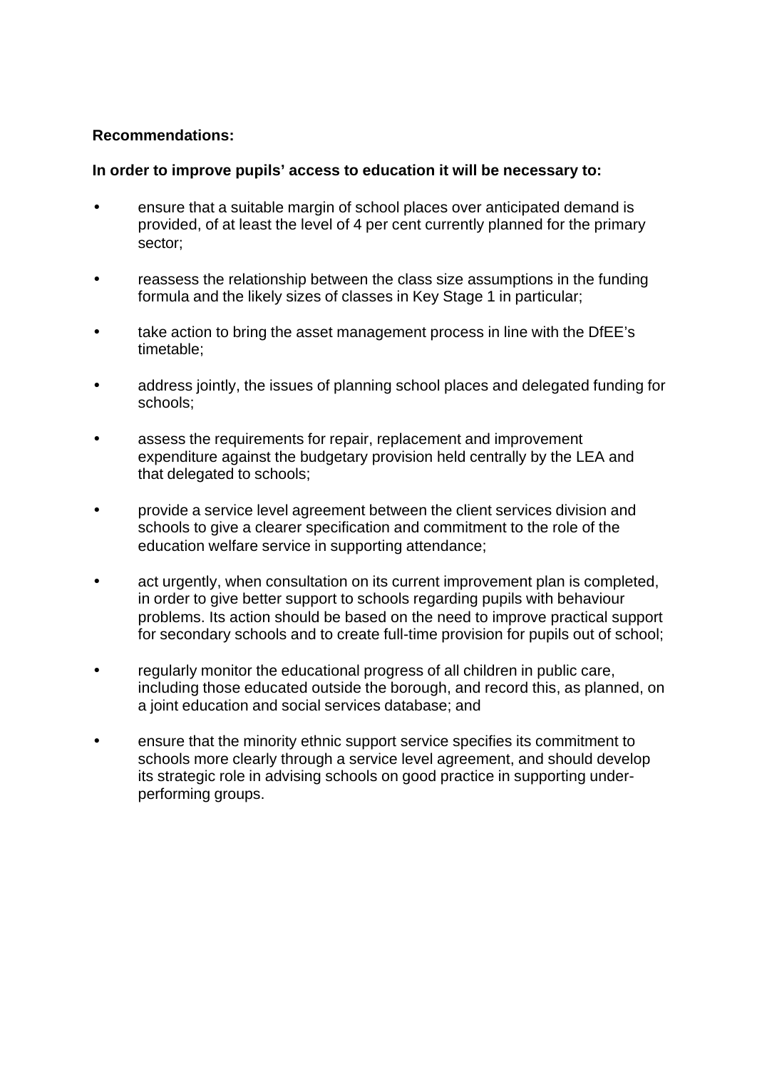**Recommendations:**

**In order to improve pupils' access to education it will be necessary to:**

- ensure that a suitable margin of school places over anticipated demand is provided, of at least the level of 4 per cent currently planned for the primary sector;
- reassess the relationship between the class size assumptions in the funding formula and the likely sizes of classes in Key Stage 1 in particular;
- take action to bring the asset management process in line with the DfEE's timetable;
- address jointly, the issues of planning school places and delegated funding for schools;
- assess the requirements for repair, replacement and improvement expenditure against the budgetary provision held centrally by the LEA and that delegated to schools;
- provide a service level agreement between the client services division and schools to give a clearer specification and commitment to the role of the education welfare service in supporting attendance;
- act urgently, when consultation on its current improvement plan is completed, in order to give better support to schools regarding pupils with behaviour problems. Its action should be based on the need to improve practical support for secondary schools and to create full-time provision for pupils out of school;
- regularly monitor the educational progress of all children in public care, including those educated outside the borough, and record this, as planned, on a joint education and social services database; and
- ensure that the minority ethnic support service specifies its commitment to schools more clearly through a service level agreement, and should develop its strategic role in advising schools on good practice in supporting under-performing groups.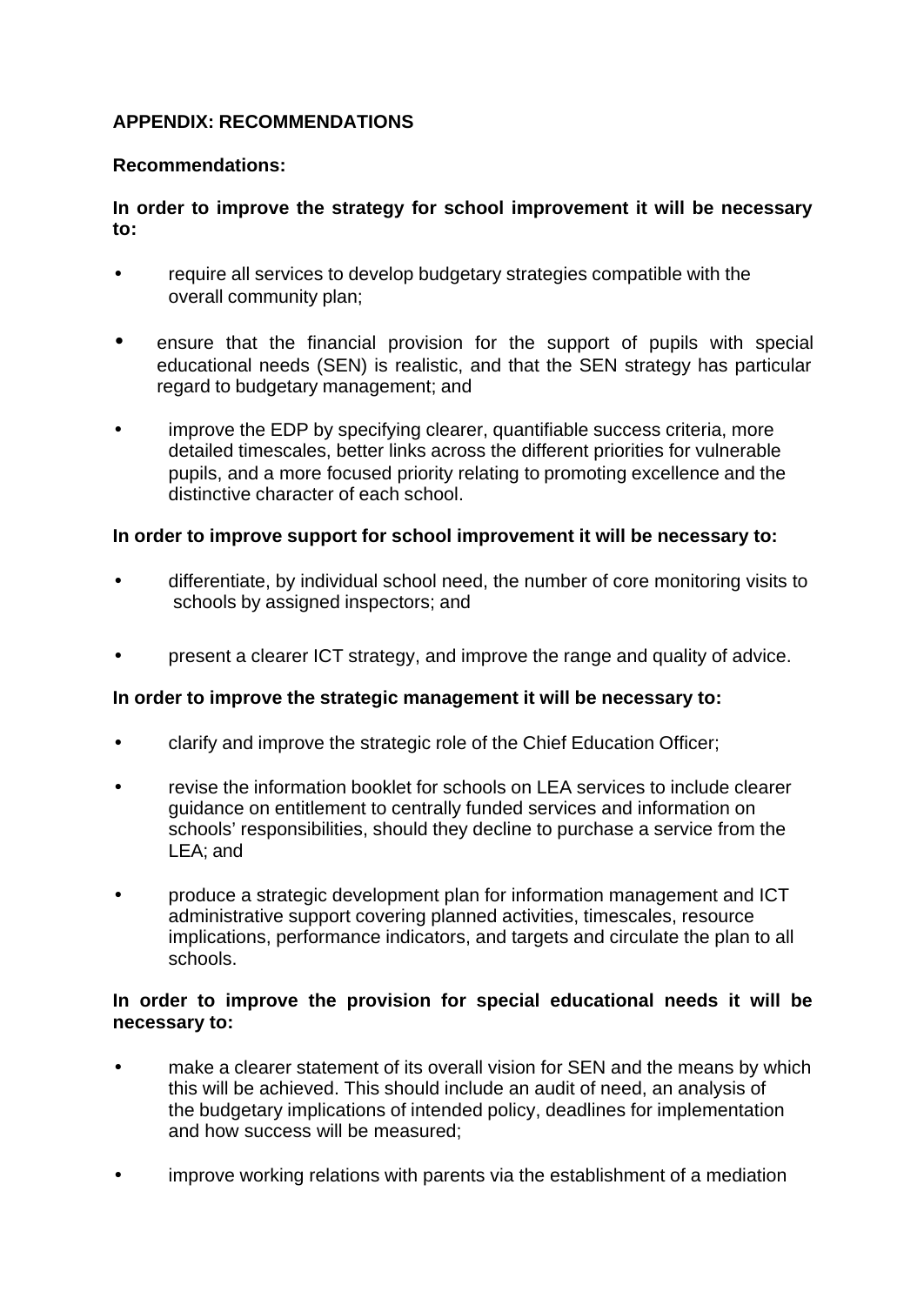## APPENDIX: RECOMMENDATIONS

**Recommendations:**

**In order to improve the strategy for school improvement it will be necessary to:**

- require all services to develop budgetary strategies compatible with the overall community plan;
- ensure that the financial provision for the support of pupils with special educational needs (SEN) is realistic, and that the SEN strategy has particular regard to budgetary management; and
- improve the EDP by specifying clearer, quantifiable success criteria, more detailed timescales, better links across the different priorities for vulnerable pupils, and a more focused priority relating to promoting excellence and the distinctive character of each school.

**In order to improve support for school improvement it will be necessary to:**

- differentiate, by individual school need, the number of core monitoring visits to schools by assigned inspectors; and
- present a clearer ICT strategy, and improve the range and quality of advice.

**In order to improve the strategic management it will be necessary to:**

- clarify and improve the strategic role of the Chief Education Officer;
- revise the information booklet for schools on LEA services to include clearer guidance on entitlement to centrally funded services and information on schools' responsibilities, should they decline to purchase a service from the LEA; and
- produce a strategic development plan for information management and ICT administrative support covering planned activities, timescales, resource implications, performance indicators, and targets and circulate the plan to all schools.

**In order to improve the provision for special educational needs it will be necessary to:**

- make a clearer statement of its overall vision for SEN and the means by which this will be achieved. This should include an audit of need, an analysis of the budgetary implications of intended policy, deadlines for implementation and how success will be measured;
- improve working relations with parents via the establishment of a mediation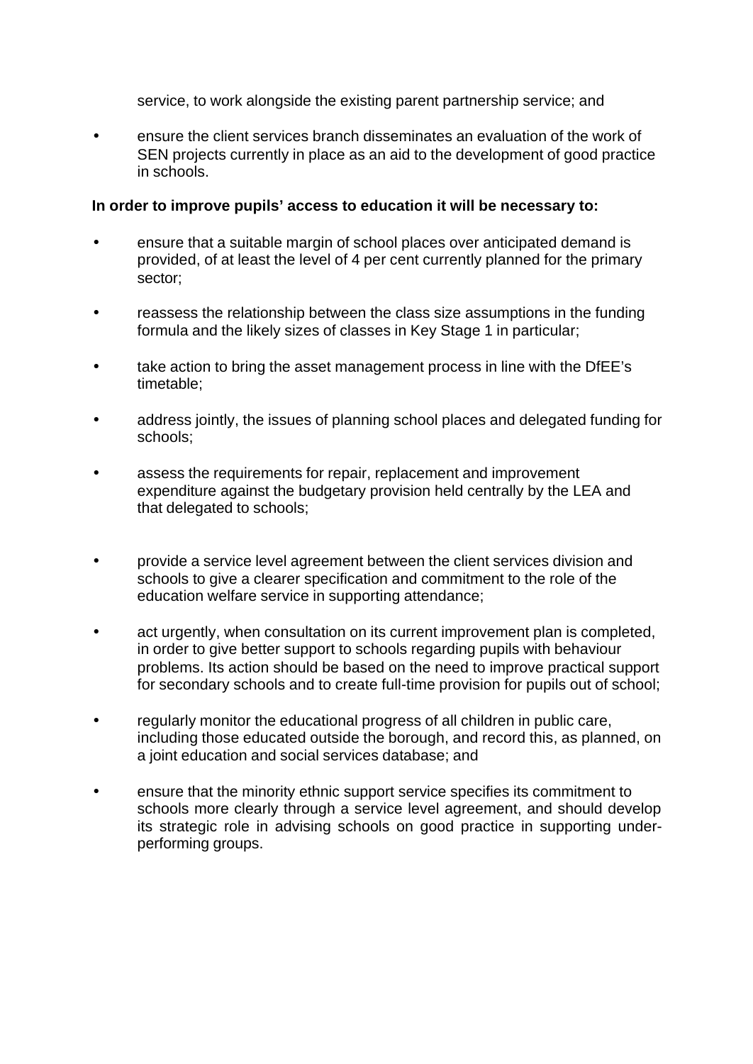service, to work alongside the existing parent partnership service; and

- ensure the client services branch disseminates an evaluation of the work of SEN projects currently in place as an aid to the development of good practice in schools.

**In order to improve pupils' access to education it will be necessary to:**

- ensure that a suitable margin of school places over anticipated demand is provided, of at least the level of 4 per cent currently planned for the primary sector;

- reassess the relationship between the class size assumptions in the funding formula and the likely sizes of classes in Key Stage 1 in particular;

- take action to bring the asset management process in line with the DfEE's timetable;

- address jointly, the issues of planning school places and delegated funding for schools;

- assess the requirements for repair, replacement and improvement expenditure against the budgetary provision held centrally by the LEA and that delegated to schools;

- provide a service level agreement between the client services division and schools to give a clearer specification and commitment to the role of the education welfare service in supporting attendance;

- act urgently, when consultation on its current improvement plan is completed, in order to give better support to schools regarding pupils with behaviour problems. Its action should be based on the need to improve practical support for secondary schools and to create full-time provision for pupils out of school;

- regularly monitor the educational progress of all children in public care, including those educated outside the borough, and record this, as planned, on a joint education and social services database; and

- ensure that the minority ethnic support service specifies its commitment to schools more clearly through a service level agreement, and should develop its strategic role in advising schools on good practice in supporting under-performing groups.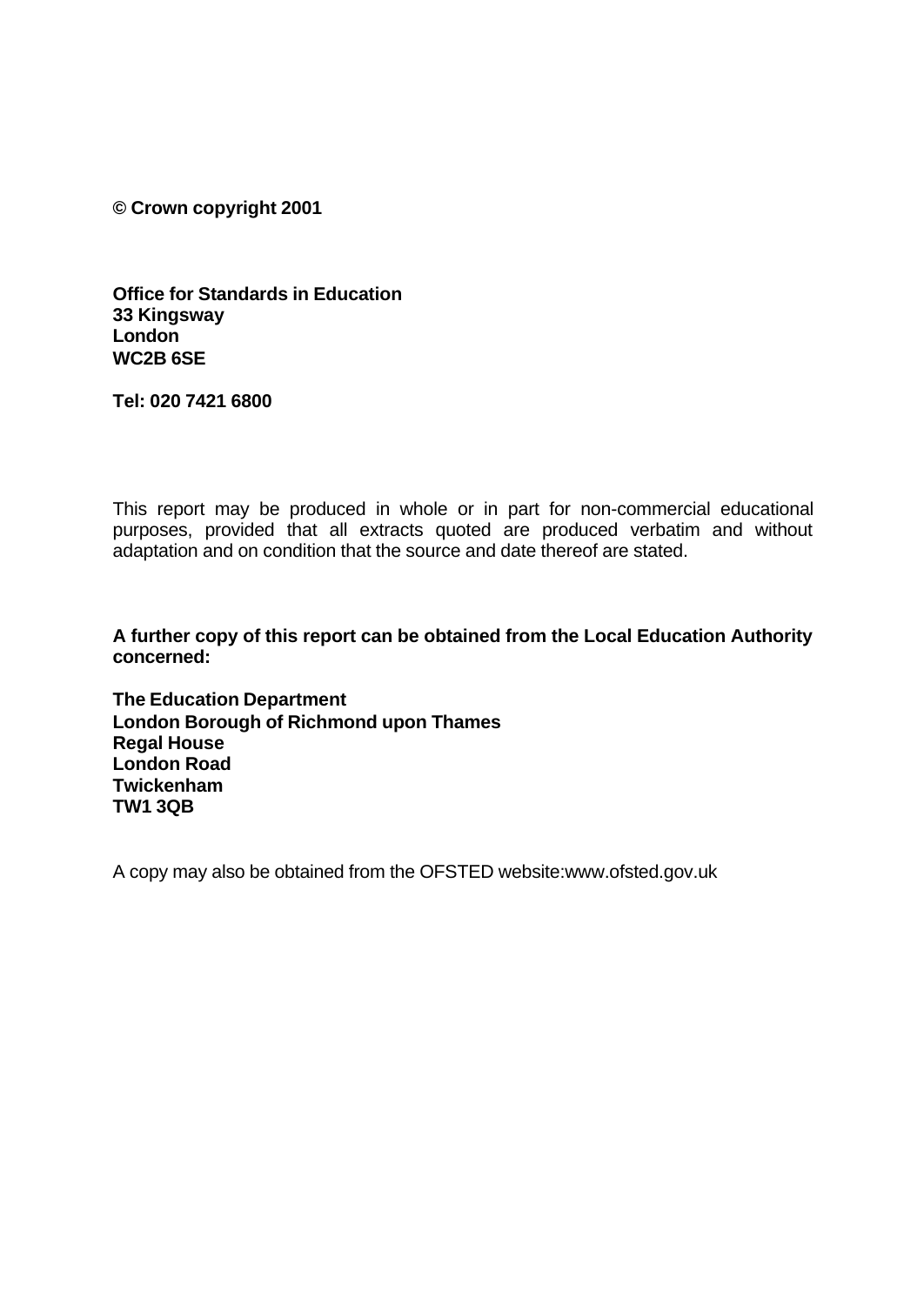**© Crown copyright 2001**

**Office for Standards in Education**
**33 Kingsway**
**London**
**WC2B 6SE**

**Tel: 020 7421 6800**

This report may be produced in whole or in part for non-commercial educational purposes, provided that all extracts quoted are produced verbatim and without adaptation and on condition that the source and date thereof are stated.

**A further copy of this report can be obtained from the Local Education Authority concerned:**

**The Education Department**
**London Borough of Richmond upon Thames**
**Regal House**
**London Road**
**Twickenham**
**TW1 3QB**

A copy may also be obtained from the OFSTED website:www.ofsted.gov.uk